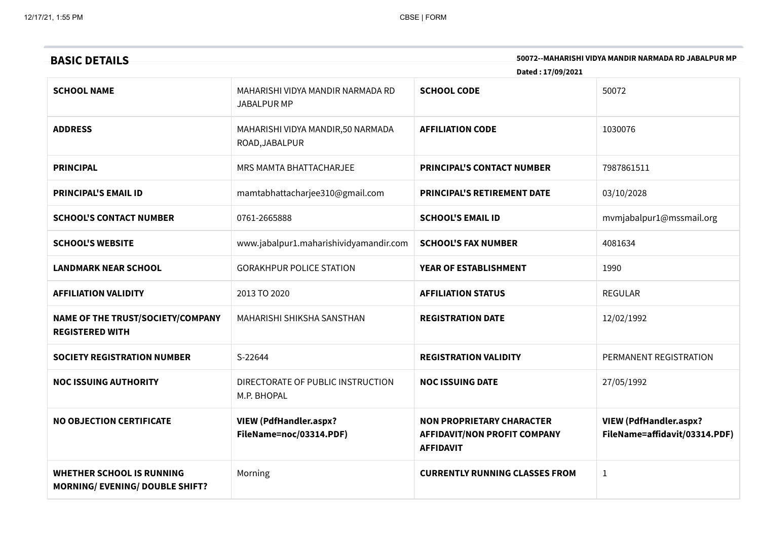## BASIC DETAILS

**50072--MAHARISHI VIDYA MANDIR NARMADA RD JABALPUR MP**

**Dated : 17/09/2021**

| | | | |
|---|---|---|---|
| **SCHOOL NAME** | MAHARISHI VIDYA MANDIR NARMADA RD JABALPUR MP | **SCHOOL CODE** | 50072 |
| **ADDRESS** | MAHARISHI VIDYA MANDIR,50 NARMADA ROAD,JABALPUR | **AFFILIATION CODE** | 1030076 |
| **PRINCIPAL** | MRS MAMTA BHATTACHARJEE | **PRINCIPAL'S CONTACT NUMBER** | 7987861511 |
| **PRINCIPAL'S EMAIL ID** | mamtabhattacharjee310@gmail.com | **PRINCIPAL'S RETIREMENT DATE** | 03/10/2028 |
| **SCHOOL'S CONTACT NUMBER** | 0761-2665888 | **SCHOOL'S EMAIL ID** | mvmjabalpur1@mssmail.org |
| **SCHOOL'S WEBSITE** | www.jabalpur1.maharishividyamandir.com | **SCHOOL'S FAX NUMBER** | 4081634 |
| **LANDMARK NEAR SCHOOL** | GORAKHPUR POLICE STATION | **YEAR OF ESTABLISHMENT** | 1990 |
| **AFFILIATION VALIDITY** | 2013 TO 2020 | **AFFILIATION STATUS** | REGULAR |
| **NAME OF THE TRUST/SOCIETY/COMPANY REGISTERED WITH** | MAHARISHI SHIKSHA SANSTHAN | **REGISTRATION DATE** | 12/02/1992 |
| **SOCIETY REGISTRATION NUMBER** | S-22644 | **REGISTRATION VALIDITY** | PERMANENT REGISTRATION |
| **NOC ISSUING AUTHORITY** | DIRECTORATE OF PUBLIC INSTRUCTION M.P. BHOPAL | **NOC ISSUING DATE** | 27/05/1992 |
| **NO OBJECTION CERTIFICATE** | **VIEW (PdfHandler.aspx?FileName=noc/03314.PDF)** | **NON PROPRIETARY CHARACTER AFFIDAVIT/NON PROFIT COMPANY AFFIDAVIT** | **VIEW (PdfHandler.aspx?FileName=affidavit/03314.PDF)** |
| **WHETHER SCHOOL IS RUNNING MORNING/ EVENING/ DOUBLE SHIFT?** | Morning | **CURRENTLY RUNNING CLASSES FROM** | 1 |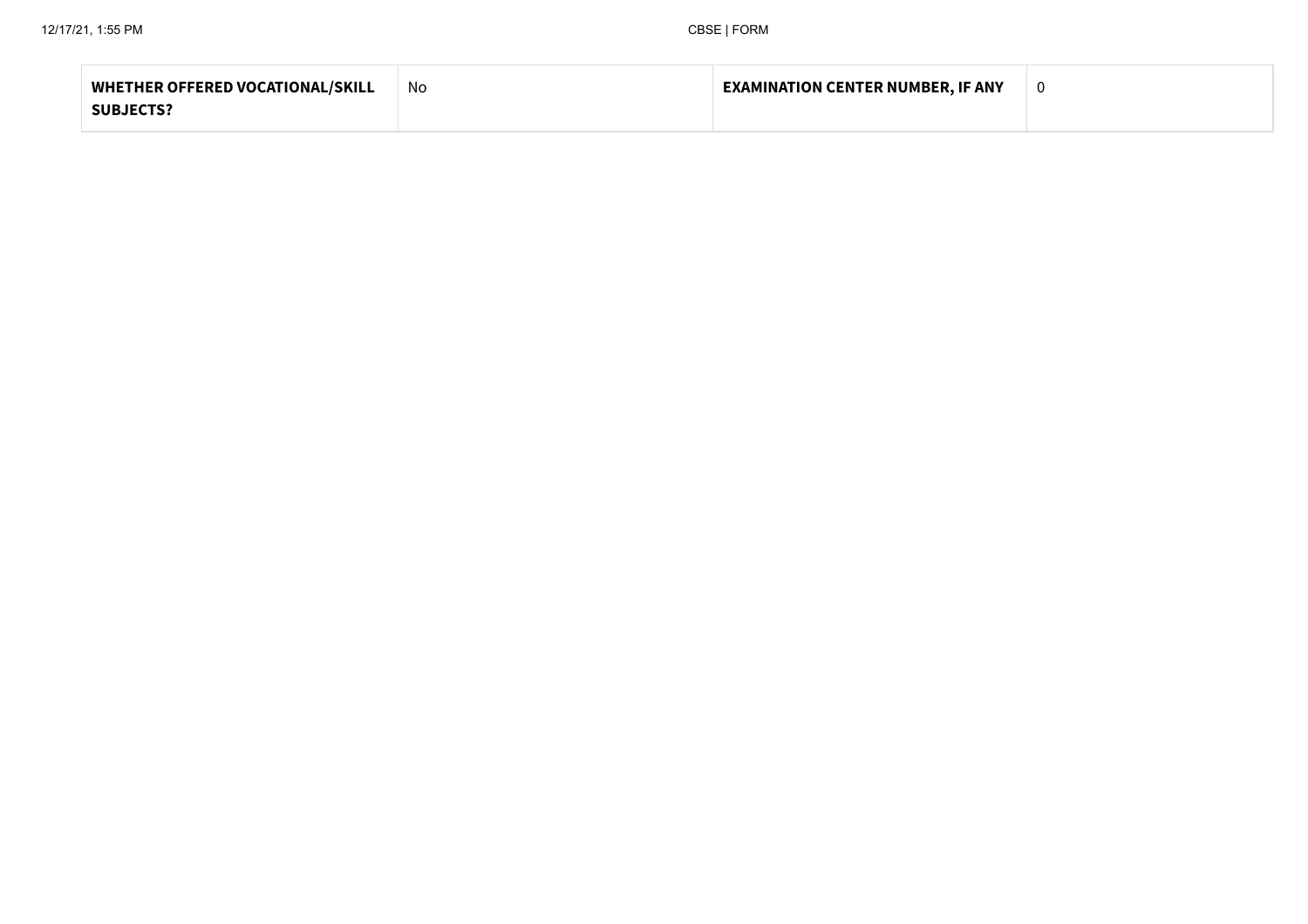| WHETHER OFFERED VOCATIONAL/SKILL SUBJECTS? | No | EXAMINATION CENTER NUMBER, IF ANY | 0 |
|---|---|---|---|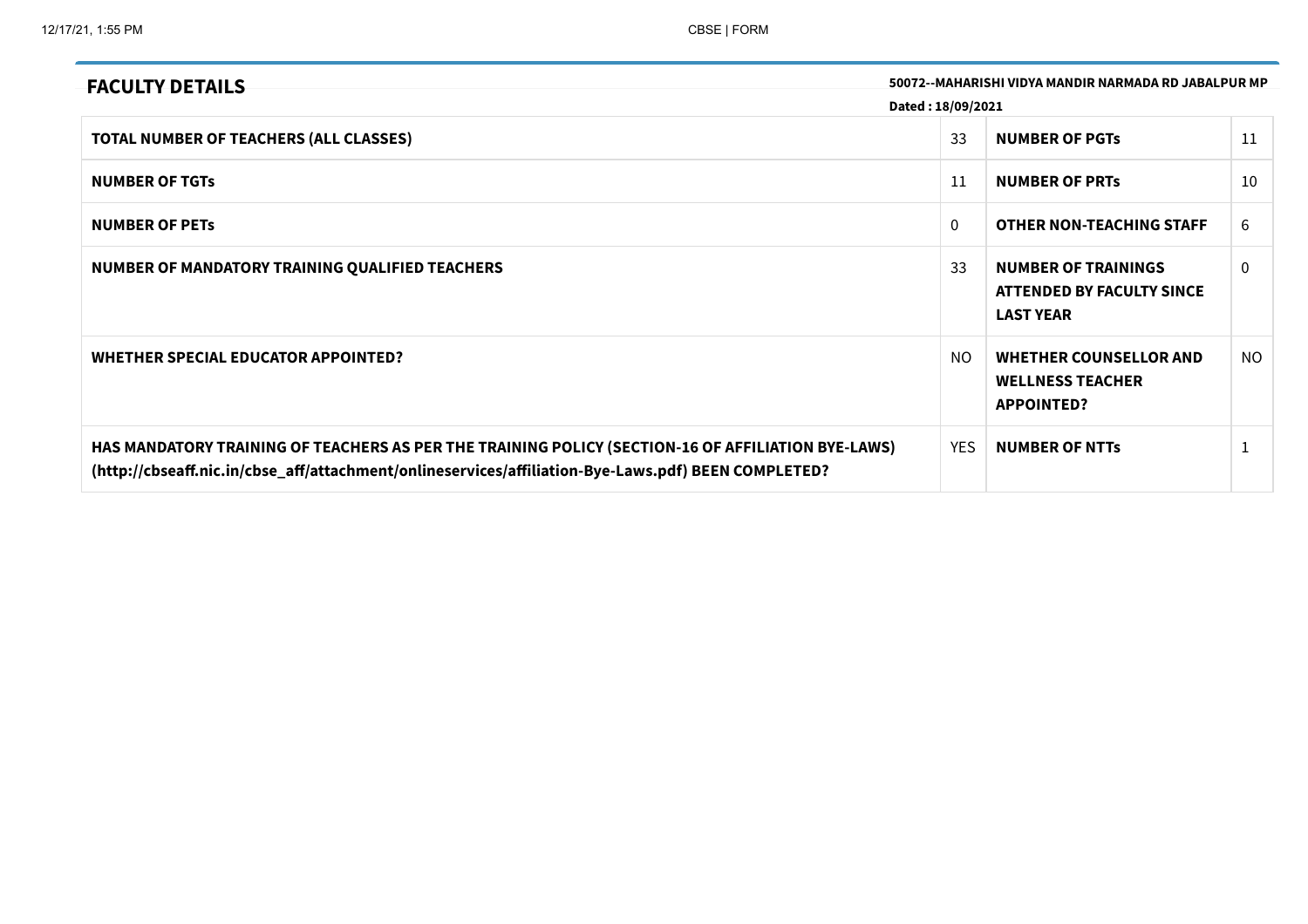## FACULTY DETAILS

**50072--MAHARISHI VIDYA MANDIR NARMADA RD JABALPUR MP**

**Dated : 18/09/2021**

| | | | |
|---|---|---|---|
| **TOTAL NUMBER OF TEACHERS (ALL CLASSES)** | 33 | **NUMBER OF PGTs** | 11 |
| **NUMBER OF TGTs** | 11 | **NUMBER OF PRTs** | 10 |
| **NUMBER OF PETs** | 0 | **OTHER NON-TEACHING STAFF** | 6 |
| **NUMBER OF MANDATORY TRAINING QUALIFIED TEACHERS** | 33 | **NUMBER OF TRAININGS ATTENDED BY FACULTY SINCE LAST YEAR** | 0 |
| **WHETHER SPECIAL EDUCATOR APPOINTED?** | NO | **WHETHER COUNSELLOR AND WELLNESS TEACHER APPOINTED?** | NO |
| **HAS MANDATORY TRAINING OF TEACHERS AS PER THE TRAINING POLICY (SECTION-16 OF AFFILIATION BYE-LAWS) (http://cbseaff.nic.in/cbse_aff/attachment/onlineservices/affiliation-Bye-Laws.pdf) BEEN COMPLETED?** | YES | **NUMBER OF NTTs** | 1 |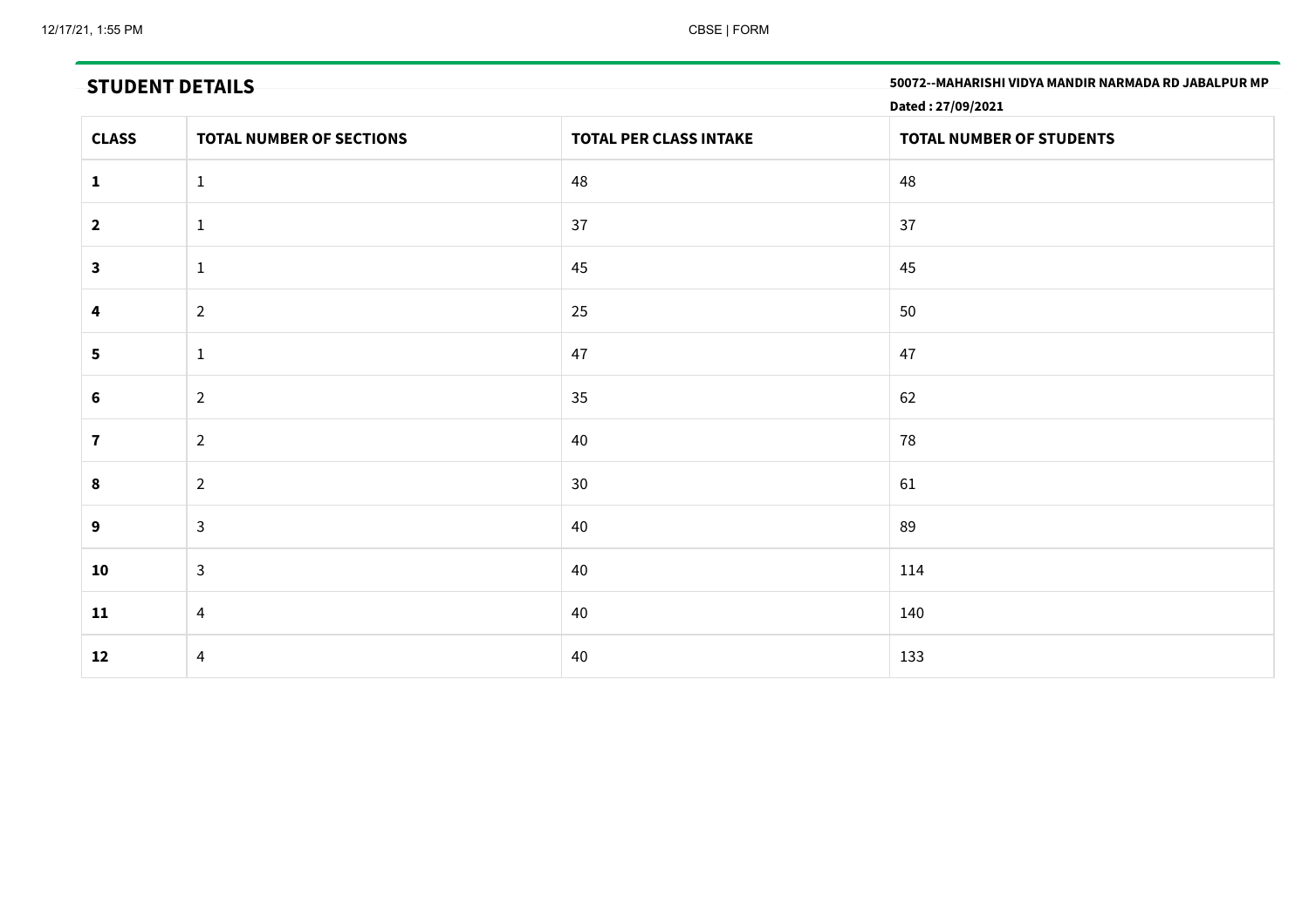## STUDENT DETAILS

**50072--MAHARISHI VIDYA MANDIR NARMADA RD JABALPUR MP**

**Dated : 27/09/2021**

| CLASS | TOTAL NUMBER OF SECTIONS | TOTAL PER CLASS INTAKE | TOTAL NUMBER OF STUDENTS |
| --- | --- | --- | --- |
| **1** | 1 | 48 | 48 |
| **2** | 1 | 37 | 37 |
| **3** | 1 | 45 | 45 |
| **4** | 2 | 25 | 50 |
| **5** | 1 | 47 | 47 |
| **6** | 2 | 35 | 62 |
| **7** | 2 | 40 | 78 |
| **8** | 2 | 30 | 61 |
| **9** | 3 | 40 | 89 |
| **10** | 3 | 40 | 114 |
| **11** | 4 | 40 | 140 |
| **12** | 4 | 40 | 133 |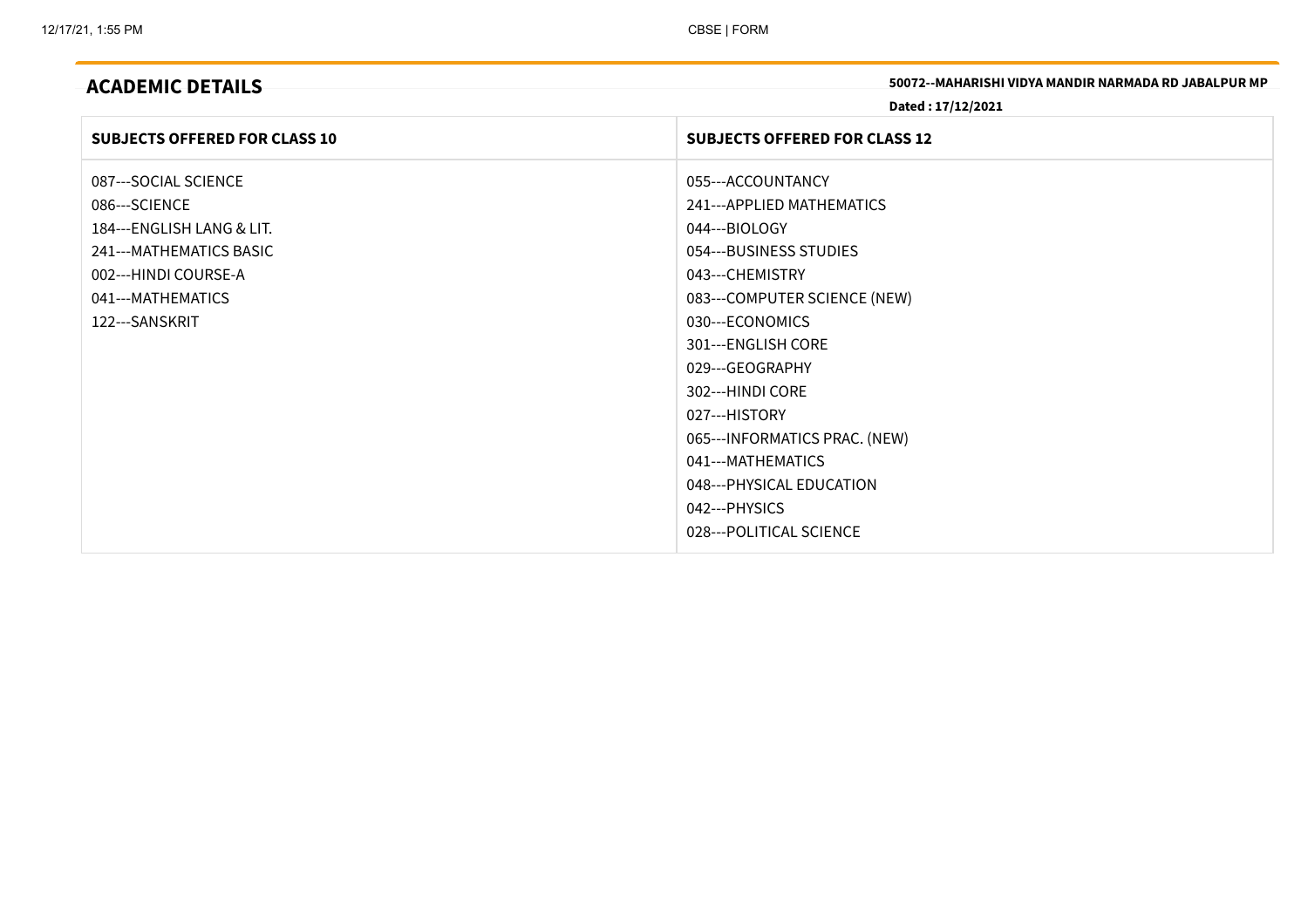## ACADEMIC DETAILS

**50072--MAHARISHI VIDYA MANDIR NARMADA RD JABALPUR MP**

**Dated : 17/12/2021**

| SUBJECTS OFFERED FOR CLASS 10 | SUBJECTS OFFERED FOR CLASS 12 |
|---|---|
| 087---SOCIAL SCIENCE<br>086---SCIENCE<br>184---ENGLISH LANG & LIT.<br>241---MATHEMATICS BASIC<br>002---HINDI COURSE-A<br>041---MATHEMATICS<br>122---SANSKRIT | 055---ACCOUNTANCY<br>241---APPLIED MATHEMATICS<br>044---BIOLOGY<br>054---BUSINESS STUDIES<br>043---CHEMISTRY<br>083---COMPUTER SCIENCE (NEW)<br>030---ECONOMICS<br>301---ENGLISH CORE<br>029---GEOGRAPHY<br>302---HINDI CORE<br>027---HISTORY<br>065---INFORMATICS PRAC. (NEW)<br>041---MATHEMATICS<br>048---PHYSICAL EDUCATION<br>042---PHYSICS<br>028---POLITICAL SCIENCE |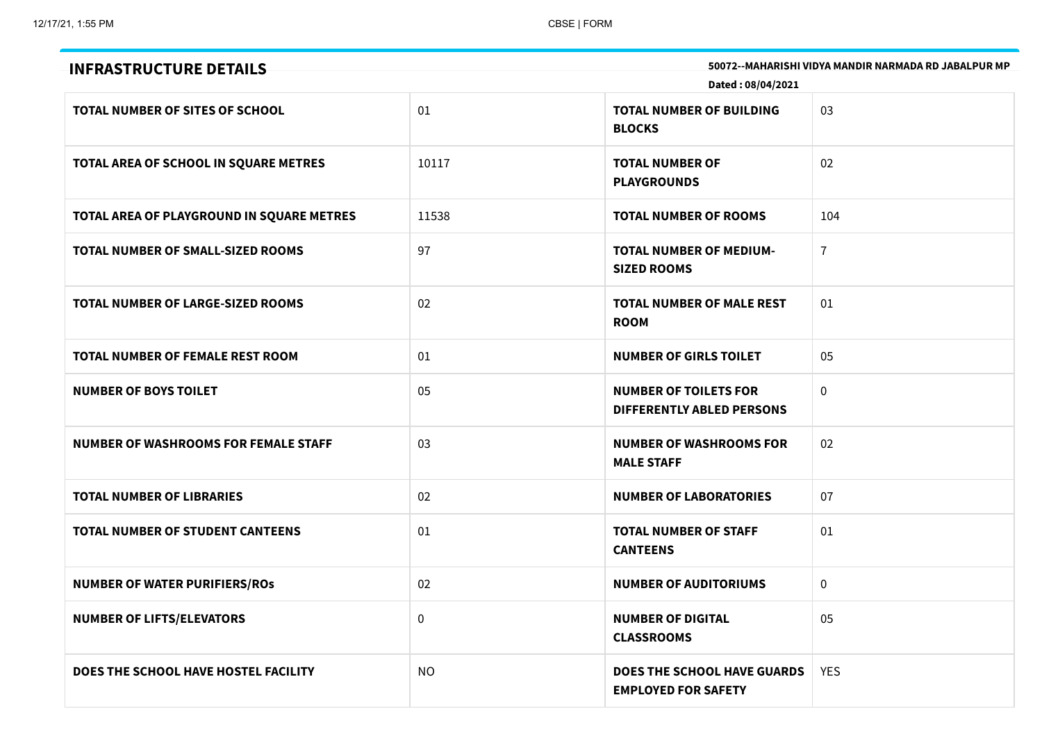## INFRASTRUCTURE DETAILS

**50072--MAHARISHI VIDYA MANDIR NARMADA RD JABALPUR MP**

**Dated : 08/04/2021**

| | | | |
|---|---|---|---|
| **TOTAL NUMBER OF SITES OF SCHOOL** | 01 | **TOTAL NUMBER OF BUILDING BLOCKS** | 03 |
| **TOTAL AREA OF SCHOOL IN SQUARE METRES** | 10117 | **TOTAL NUMBER OF PLAYGROUNDS** | 02 |
| **TOTAL AREA OF PLAYGROUND IN SQUARE METRES** | 11538 | **TOTAL NUMBER OF ROOMS** | 104 |
| **TOTAL NUMBER OF SMALL-SIZED ROOMS** | 97 | **TOTAL NUMBER OF MEDIUM-SIZED ROOMS** | 7 |
| **TOTAL NUMBER OF LARGE-SIZED ROOMS** | 02 | **TOTAL NUMBER OF MALE REST ROOM** | 01 |
| **TOTAL NUMBER OF FEMALE REST ROOM** | 01 | **NUMBER OF GIRLS TOILET** | 05 |
| **NUMBER OF BOYS TOILET** | 05 | **NUMBER OF TOILETS FOR DIFFERENTLY ABLED PERSONS** | 0 |
| **NUMBER OF WASHROOMS FOR FEMALE STAFF** | 03 | **NUMBER OF WASHROOMS FOR MALE STAFF** | 02 |
| **TOTAL NUMBER OF LIBRARIES** | 02 | **NUMBER OF LABORATORIES** | 07 |
| **TOTAL NUMBER OF STUDENT CANTEENS** | 01 | **TOTAL NUMBER OF STAFF CANTEENS** | 01 |
| **NUMBER OF WATER PURIFIERS/ROs** | 02 | **NUMBER OF AUDITORIUMS** | 0 |
| **NUMBER OF LIFTS/ELEVATORS** | 0 | **NUMBER OF DIGITAL CLASSROOMS** | 05 |
| **DOES THE SCHOOL HAVE HOSTEL FACILITY** | NO | **DOES THE SCHOOL HAVE GUARDS EMPLOYED FOR SAFETY** | YES |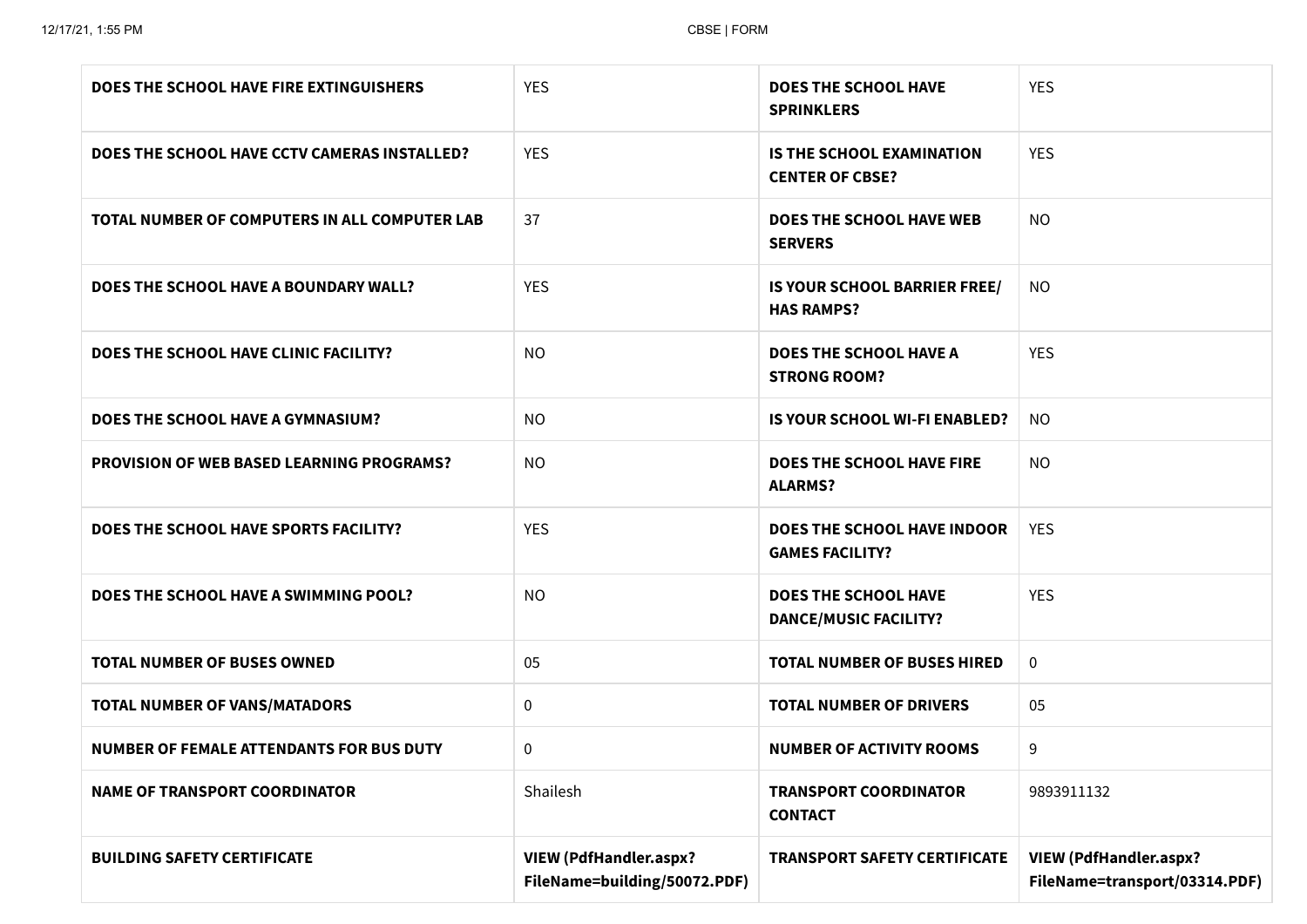| DOES THE SCHOOL HAVE FIRE EXTINGUISHERS | YES | DOES THE SCHOOL HAVE SPRINKLERS | YES |
|---|---|---|---|
| DOES THE SCHOOL HAVE CCTV CAMERAS INSTALLED? | YES | IS THE SCHOOL EXAMINATION CENTER OF CBSE? | YES |
| TOTAL NUMBER OF COMPUTERS IN ALL COMPUTER LAB | 37 | DOES THE SCHOOL HAVE WEB SERVERS | NO |
| DOES THE SCHOOL HAVE A BOUNDARY WALL? | YES | IS YOUR SCHOOL BARRIER FREE/ HAS RAMPS? | NO |
| DOES THE SCHOOL HAVE CLINIC FACILITY? | NO | DOES THE SCHOOL HAVE A STRONG ROOM? | YES |
| DOES THE SCHOOL HAVE A GYMNASIUM? | NO | IS YOUR SCHOOL WI-FI ENABLED? | NO |
| PROVISION OF WEB BASED LEARNING PROGRAMS? | NO | DOES THE SCHOOL HAVE FIRE ALARMS? | NO |
| DOES THE SCHOOL HAVE SPORTS FACILITY? | YES | DOES THE SCHOOL HAVE INDOOR GAMES FACILITY? | YES |
| DOES THE SCHOOL HAVE A SWIMMING POOL? | NO | DOES THE SCHOOL HAVE DANCE/MUSIC FACILITY? | YES |
| TOTAL NUMBER OF BUSES OWNED | 05 | TOTAL NUMBER OF BUSES HIRED | 0 |
| TOTAL NUMBER OF VANS/MATADORS | 0 | TOTAL NUMBER OF DRIVERS | 05 |
| NUMBER OF FEMALE ATTENDANTS FOR BUS DUTY | 0 | NUMBER OF ACTIVITY ROOMS | 9 |
| NAME OF TRANSPORT COORDINATOR | Shailesh | TRANSPORT COORDINATOR CONTACT | 9893911132 |
| BUILDING SAFETY CERTIFICATE | VIEW (PdfHandler.aspx?FileName=building/50072.PDF) | TRANSPORT SAFETY CERTIFICATE | VIEW (PdfHandler.aspx?FileName=transport/03314.PDF) |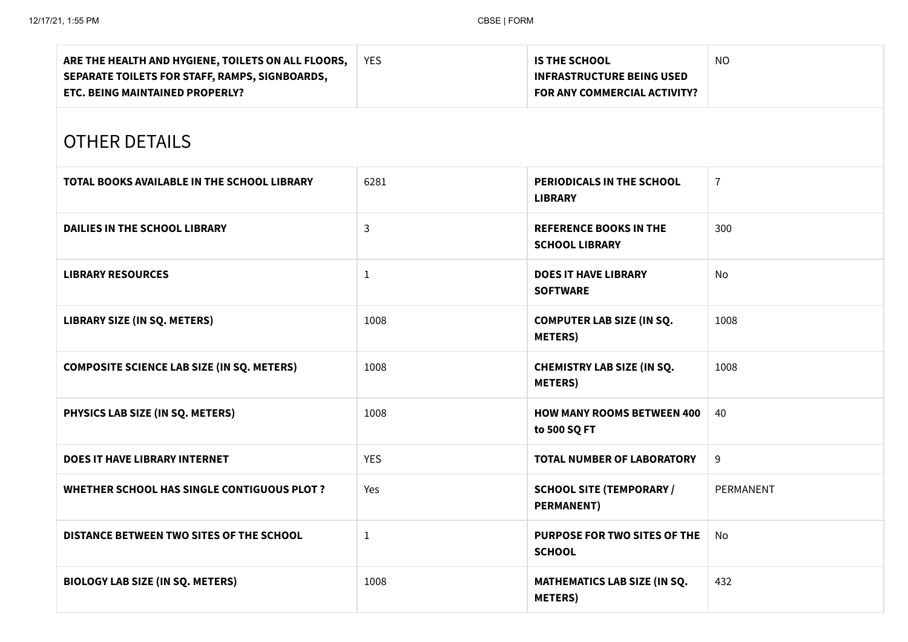| ARE THE HEALTH AND HYGIENE, TOILETS ON ALL FLOORS, SEPARATE TOILETS FOR STAFF, RAMPS, SIGNBOARDS, ETC. BEING MAINTAINED PROPERLY? | YES | IS THE SCHOOL INFRASTRUCTURE BEING USED FOR ANY COMMERCIAL ACTIVITY? | NO |
|---|---|---|---|

## OTHER DETAILS

| | | | |
|---|---|---|---|
| **TOTAL BOOKS AVAILABLE IN THE SCHOOL LIBRARY** | 6281 | **PERIODICALS IN THE SCHOOL LIBRARY** | 7 |
| **DAILIES IN THE SCHOOL LIBRARY** | 3 | **REFERENCE BOOKS IN THE SCHOOL LIBRARY** | 300 |
| **LIBRARY RESOURCES** | 1 | **DOES IT HAVE LIBRARY SOFTWARE** | No |
| **LIBRARY SIZE (IN SQ. METERS)** | 1008 | **COMPUTER LAB SIZE (IN SQ. METERS)** | 1008 |
| **COMPOSITE SCIENCE LAB SIZE (IN SQ. METERS)** | 1008 | **CHEMISTRY LAB SIZE (IN SQ. METERS)** | 1008 |
| **PHYSICS LAB SIZE (IN SQ. METERS)** | 1008 | **HOW MANY ROOMS BETWEEN 400 to 500 SQ FT** | 40 |
| **DOES IT HAVE LIBRARY INTERNET** | YES | **TOTAL NUMBER OF LABORATORY** | 9 |
| **WHETHER SCHOOL HAS SINGLE CONTIGUOUS PLOT ?** | Yes | **SCHOOL SITE (TEMPORARY / PERMANENT)** | PERMANENT |
| **DISTANCE BETWEEN TWO SITES OF THE SCHOOL** | 1 | **PURPOSE FOR TWO SITES OF THE SCHOOL** | No |
| **BIOLOGY LAB SIZE (IN SQ. METERS)** | 1008 | **MATHEMATICS LAB SIZE (IN SQ. METERS)** | 432 |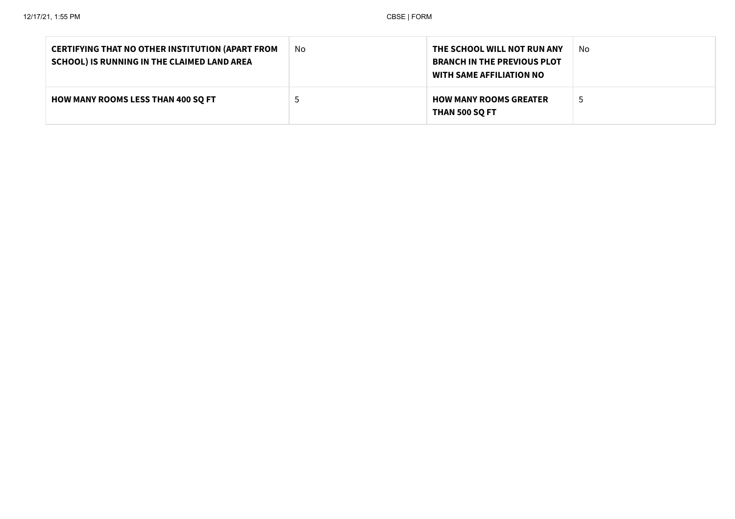| | | | |
|---|---|---|---|
| **CERTIFYING THAT NO OTHER INSTITUTION (APART FROM SCHOOL) IS RUNNING IN THE CLAIMED LAND AREA** | No | **THE SCHOOL WILL NOT RUN ANY BRANCH IN THE PREVIOUS PLOT WITH SAME AFFILIATION NO** | No |
| **HOW MANY ROOMS LESS THAN 400 SQ FT** | 5 | **HOW MANY ROOMS GREATER THAN 500 SQ FT** | 5 |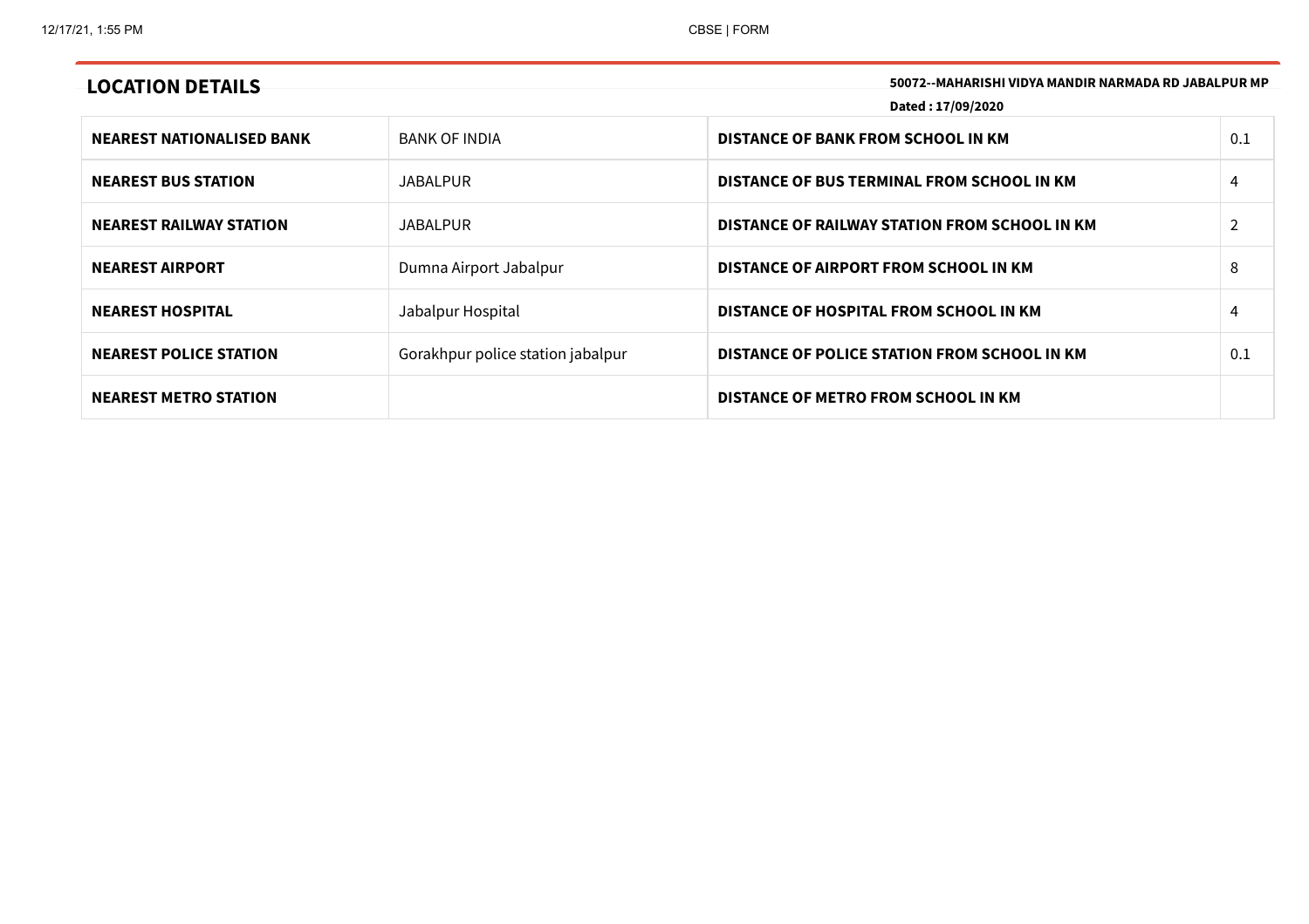## LOCATION DETAILS

**50072--MAHARISHI VIDYA MANDIR NARMADA RD JABALPUR MP**

**Dated : 17/09/2020**

| | | | |
|---|---|---|---|
| **NEAREST NATIONALISED BANK** | BANK OF INDIA | **DISTANCE OF BANK FROM SCHOOL IN KM** | 0.1 |
| **NEAREST BUS STATION** | JABALPUR | **DISTANCE OF BUS TERMINAL FROM SCHOOL IN KM** | 4 |
| **NEAREST RAILWAY STATION** | JABALPUR | **DISTANCE OF RAILWAY STATION FROM SCHOOL IN KM** | 2 |
| **NEAREST AIRPORT** | Dumna Airport Jabalpur | **DISTANCE OF AIRPORT FROM SCHOOL IN KM** | 8 |
| **NEAREST HOSPITAL** | Jabalpur Hospital | **DISTANCE OF HOSPITAL FROM SCHOOL IN KM** | 4 |
| **NEAREST POLICE STATION** | Gorakhpur police station jabalpur | **DISTANCE OF POLICE STATION FROM SCHOOL IN KM** | 0.1 |
| **NEAREST METRO STATION** | | **DISTANCE OF METRO FROM SCHOOL IN KM** | |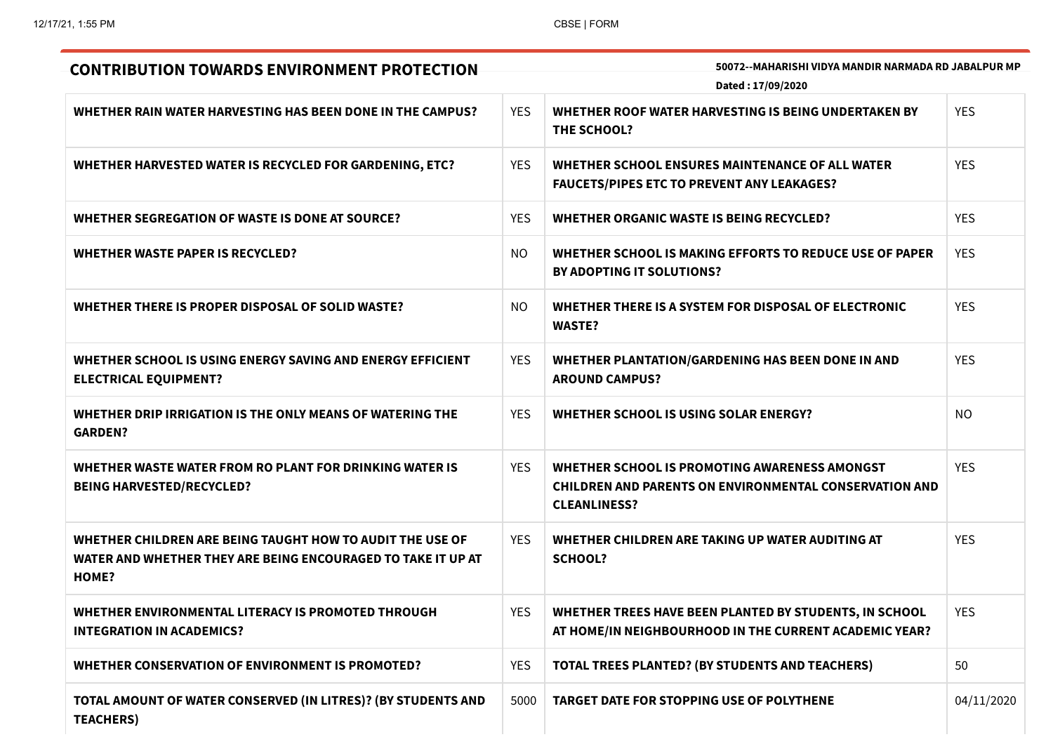## CONTRIBUTION TOWARDS ENVIRONMENT PROTECTION

**50072--MAHARISHI VIDYA MANDIR NARMADA RD JABALPUR MP**

**Dated : 17/09/2020**

| | | | |
|---|---|---|---|
| **WHETHER RAIN WATER HARVESTING HAS BEEN DONE IN THE CAMPUS?** | YES | **WHETHER ROOF WATER HARVESTING IS BEING UNDERTAKEN BY THE SCHOOL?** | YES |
| **WHETHER HARVESTED WATER IS RECYCLED FOR GARDENING, ETC?** | YES | **WHETHER SCHOOL ENSURES MAINTENANCE OF ALL WATER FAUCETS/PIPES ETC TO PREVENT ANY LEAKAGES?** | YES |
| **WHETHER SEGREGATION OF WASTE IS DONE AT SOURCE?** | YES | **WHETHER ORGANIC WASTE IS BEING RECYCLED?** | YES |
| **WHETHER WASTE PAPER IS RECYCLED?** | NO | **WHETHER SCHOOL IS MAKING EFFORTS TO REDUCE USE OF PAPER BY ADOPTING IT SOLUTIONS?** | YES |
| **WHETHER THERE IS PROPER DISPOSAL OF SOLID WASTE?** | NO | **WHETHER THERE IS A SYSTEM FOR DISPOSAL OF ELECTRONIC WASTE?** | YES |
| **WHETHER SCHOOL IS USING ENERGY SAVING AND ENERGY EFFICIENT ELECTRICAL EQUIPMENT?** | YES | **WHETHER PLANTATION/GARDENING HAS BEEN DONE IN AND AROUND CAMPUS?** | YES |
| **WHETHER DRIP IRRIGATION IS THE ONLY MEANS OF WATERING THE GARDEN?** | YES | **WHETHER SCHOOL IS USING SOLAR ENERGY?** | NO |
| **WHETHER WASTE WATER FROM RO PLANT FOR DRINKING WATER IS BEING HARVESTED/RECYCLED?** | YES | **WHETHER SCHOOL IS PROMOTING AWARENESS AMONGST CHILDREN AND PARENTS ON ENVIRONMENTAL CONSERVATION AND CLEANLINESS?** | YES |
| **WHETHER CHILDREN ARE BEING TAUGHT HOW TO AUDIT THE USE OF WATER AND WHETHER THEY ARE BEING ENCOURAGED TO TAKE IT UP AT HOME?** | YES | **WHETHER CHILDREN ARE TAKING UP WATER AUDITING AT SCHOOL?** | YES |
| **WHETHER ENVIRONMENTAL LITERACY IS PROMOTED THROUGH INTEGRATION IN ACADEMICS?** | YES | **WHETHER TREES HAVE BEEN PLANTED BY STUDENTS, IN SCHOOL AT HOME/IN NEIGHBOURHOOD IN THE CURRENT ACADEMIC YEAR?** | YES |
| **WHETHER CONSERVATION OF ENVIRONMENT IS PROMOTED?** | YES | **TOTAL TREES PLANTED? (BY STUDENTS AND TEACHERS)** | 50 |
| **TOTAL AMOUNT OF WATER CONSERVED (IN LITRES)? (BY STUDENTS AND TEACHERS)** | 5000 | **TARGET DATE FOR STOPPING USE OF POLYTHENE** | 04/11/2020 |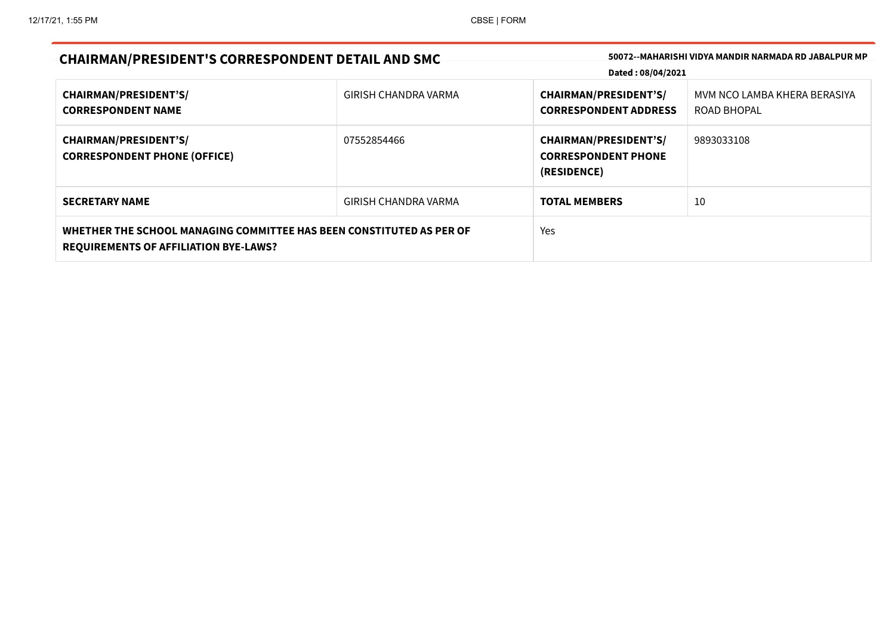## CHAIRMAN/PRESIDENT'S CORRESPONDENT DETAIL AND SMC

**50072--MAHARISHI VIDYA MANDIR NARMADA RD JABALPUR MP**

**Dated : 08/04/2021**

| | | | |
|---|---|---|---|
| **CHAIRMAN/PRESIDENT'S/ CORRESPONDENT NAME** | GIRISH CHANDRA VARMA | **CHAIRMAN/PRESIDENT'S/ CORRESPONDENT ADDRESS** | MVM NCO LAMBA KHERA BERASIYA ROAD BHOPAL |
| **CHAIRMAN/PRESIDENT'S/ CORRESPONDENT PHONE (OFFICE)** | 07552854466 | **CHAIRMAN/PRESIDENT'S/ CORRESPONDENT PHONE (RESIDENCE)** | 9893033108 |
| **SECRETARY NAME** | GIRISH CHANDRA VARMA | **TOTAL MEMBERS** | 10 |
| **WHETHER THE SCHOOL MANAGING COMMITTEE HAS BEEN CONSTITUTED AS PER OF REQUIREMENTS OF AFFILIATION BYE-LAWS?** | | Yes | |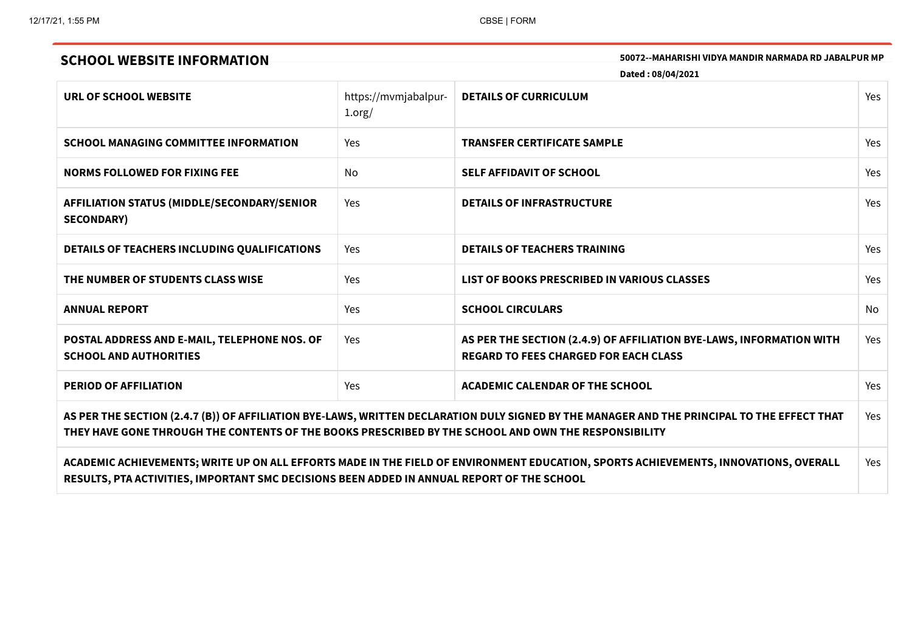## SCHOOL WEBSITE INFORMATION

**50072--MAHARISHI VIDYA MANDIR NARMADA RD JABALPUR MP**

**Dated : 08/04/2021**

| | | | |
|---|---|---|---|
| **URL OF SCHOOL WEBSITE** | https://mvmjabalpur-1.org/ | **DETAILS OF CURRICULUM** | Yes |
| **SCHOOL MANAGING COMMITTEE INFORMATION** | Yes | **TRANSFER CERTIFICATE SAMPLE** | Yes |
| **NORMS FOLLOWED FOR FIXING FEE** | No | **SELF AFFIDAVIT OF SCHOOL** | Yes |
| **AFFILIATION STATUS (MIDDLE/SECONDARY/SENIOR SECONDARY)** | Yes | **DETAILS OF INFRASTRUCTURE** | Yes |
| **DETAILS OF TEACHERS INCLUDING QUALIFICATIONS** | Yes | **DETAILS OF TEACHERS TRAINING** | Yes |
| **THE NUMBER OF STUDENTS CLASS WISE** | Yes | **LIST OF BOOKS PRESCRIBED IN VARIOUS CLASSES** | Yes |
| **ANNUAL REPORT** | Yes | **SCHOOL CIRCULARS** | No |
| **POSTAL ADDRESS AND E-MAIL, TELEPHONE NOS. OF SCHOOL AND AUTHORITIES** | Yes | **AS PER THE SECTION (2.4.9) OF AFFILIATION BYE-LAWS, INFORMATION WITH REGARD TO FEES CHARGED FOR EACH CLASS** | Yes |
| **PERIOD OF AFFILIATION** | Yes | **ACADEMIC CALENDAR OF THE SCHOOL** | Yes |
| **AS PER THE SECTION (2.4.7 (B)) OF AFFILIATION BYE-LAWS, WRITTEN DECLARATION DULY SIGNED BY THE MANAGER AND THE PRINCIPAL TO THE EFFECT THAT THEY HAVE GONE THROUGH THE CONTENTS OF THE BOOKS PRESCRIBED BY THE SCHOOL AND OWN THE RESPONSIBILITY** | | | Yes |
| **ACADEMIC ACHIEVEMENTS; WRITE UP ON ALL EFFORTS MADE IN THE FIELD OF ENVIRONMENT EDUCATION, SPORTS ACHIEVEMENTS, INNOVATIONS, OVERALL RESULTS, PTA ACTIVITIES, IMPORTANT SMC DECISIONS BEEN ADDED IN ANNUAL REPORT OF THE SCHOOL** | | | Yes |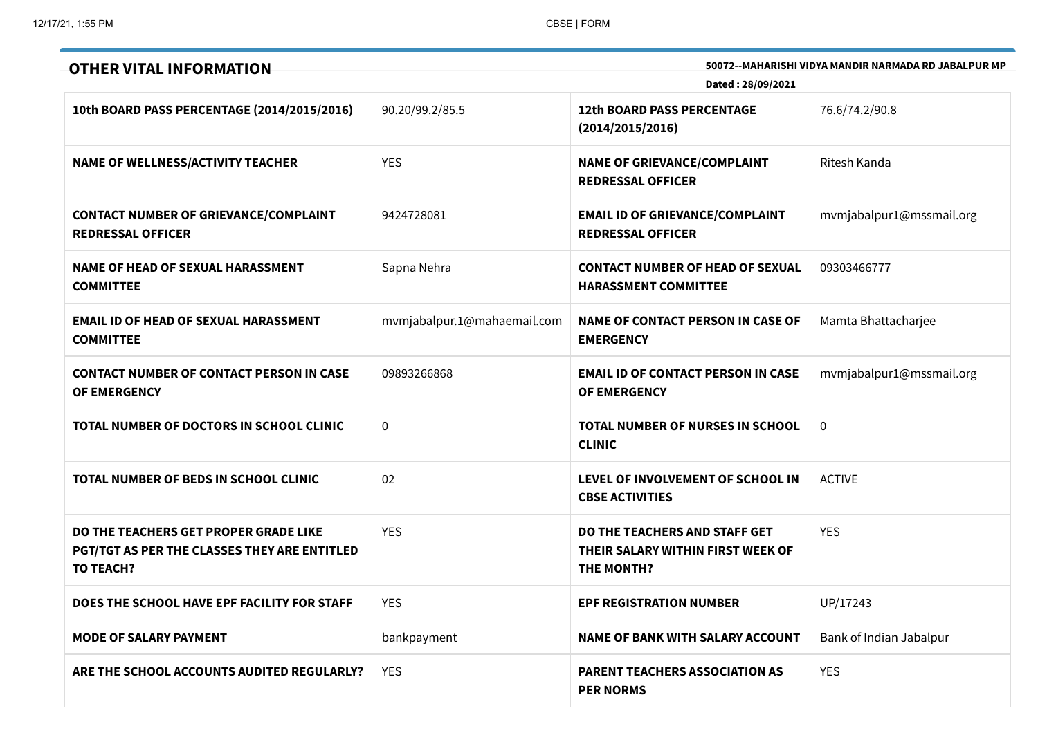## OTHER VITAL INFORMATION

**50072--MAHARISHI VIDYA MANDIR NARMADA RD JABALPUR MP**

**Dated : 28/09/2021**

| | | | |
|---|---|---|---|
| **10th BOARD PASS PERCENTAGE (2014/2015/2016)** | 90.20/99.2/85.5 | **12th BOARD PASS PERCENTAGE (2014/2015/2016)** | 76.6/74.2/90.8 |
| **NAME OF WELLNESS/ACTIVITY TEACHER** | YES | **NAME OF GRIEVANCE/COMPLAINT REDRESSAL OFFICER** | Ritesh Kanda |
| **CONTACT NUMBER OF GRIEVANCE/COMPLAINT REDRESSAL OFFICER** | 9424728081 | **EMAIL ID OF GRIEVANCE/COMPLAINT REDRESSAL OFFICER** | mvmjabalpur1@mssmail.org |
| **NAME OF HEAD OF SEXUAL HARASSMENT COMMITTEE** | Sapna Nehra | **CONTACT NUMBER OF HEAD OF SEXUAL HARASSMENT COMMITTEE** | 09303466777 |
| **EMAIL ID OF HEAD OF SEXUAL HARASSMENT COMMITTEE** | mvmjabalpur.1@mahaemail.com | **NAME OF CONTACT PERSON IN CASE OF EMERGENCY** | Mamta Bhattacharjee |
| **CONTACT NUMBER OF CONTACT PERSON IN CASE OF EMERGENCY** | 09893266868 | **EMAIL ID OF CONTACT PERSON IN CASE OF EMERGENCY** | mvmjabalpur1@mssmail.org |
| **TOTAL NUMBER OF DOCTORS IN SCHOOL CLINIC** | 0 | **TOTAL NUMBER OF NURSES IN SCHOOL CLINIC** | 0 |
| **TOTAL NUMBER OF BEDS IN SCHOOL CLINIC** | 02 | **LEVEL OF INVOLVEMENT OF SCHOOL IN CBSE ACTIVITIES** | ACTIVE |
| **DO THE TEACHERS GET PROPER GRADE LIKE PGT/TGT AS PER THE CLASSES THEY ARE ENTITLED TO TEACH?** | YES | **DO THE TEACHERS AND STAFF GET THEIR SALARY WITHIN FIRST WEEK OF THE MONTH?** | YES |
| **DOES THE SCHOOL HAVE EPF FACILITY FOR STAFF** | YES | **EPF REGISTRATION NUMBER** | UP/17243 |
| **MODE OF SALARY PAYMENT** | bankpayment | **NAME OF BANK WITH SALARY ACCOUNT** | Bank of Indian Jabalpur |
| **ARE THE SCHOOL ACCOUNTS AUDITED REGULARLY?** | YES | **PARENT TEACHERS ASSOCIATION AS PER NORMS** | YES |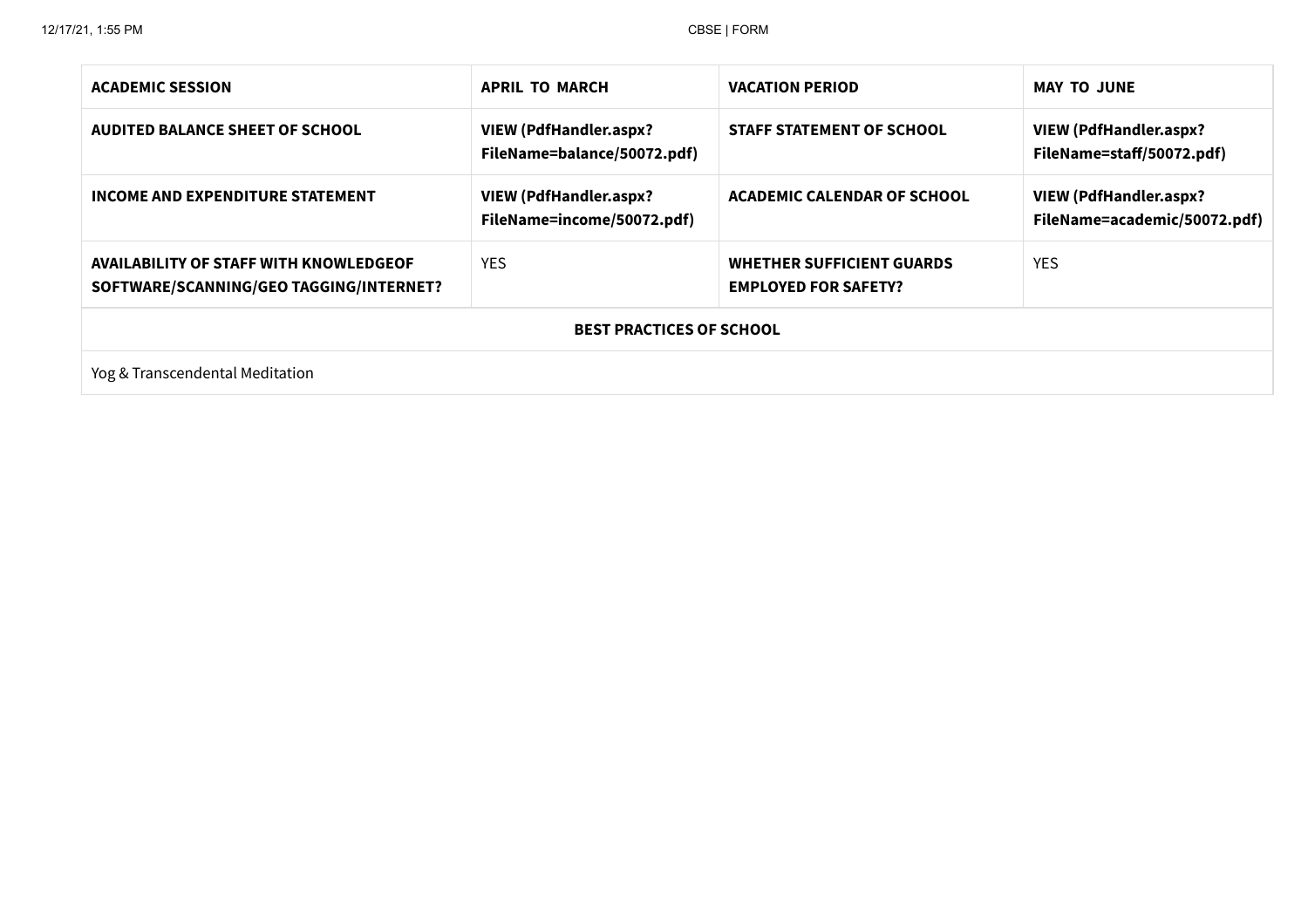| ACADEMIC SESSION | APRIL TO MARCH | VACATION PERIOD | MAY TO JUNE |
|---|---|---|---|
| AUDITED BALANCE SHEET OF SCHOOL | VIEW (PdfHandler.aspx?FileName=balance/50072.pdf) | STAFF STATEMENT OF SCHOOL | VIEW (PdfHandler.aspx?FileName=staff/50072.pdf) |
| INCOME AND EXPENDITURE STATEMENT | VIEW (PdfHandler.aspx?FileName=income/50072.pdf) | ACADEMIC CALENDAR OF SCHOOL | VIEW (PdfHandler.aspx?FileName=academic/50072.pdf) |
| AVAILABILITY OF STAFF WITH KNOWLEDGEOF SOFTWARE/SCANNING/GEO TAGGING/INTERNET? | YES | WHETHER SUFFICIENT GUARDS EMPLOYED FOR SAFETY? | YES |

| BEST PRACTICES OF SCHOOL |
|---|
| Yog & Transcendental Meditation |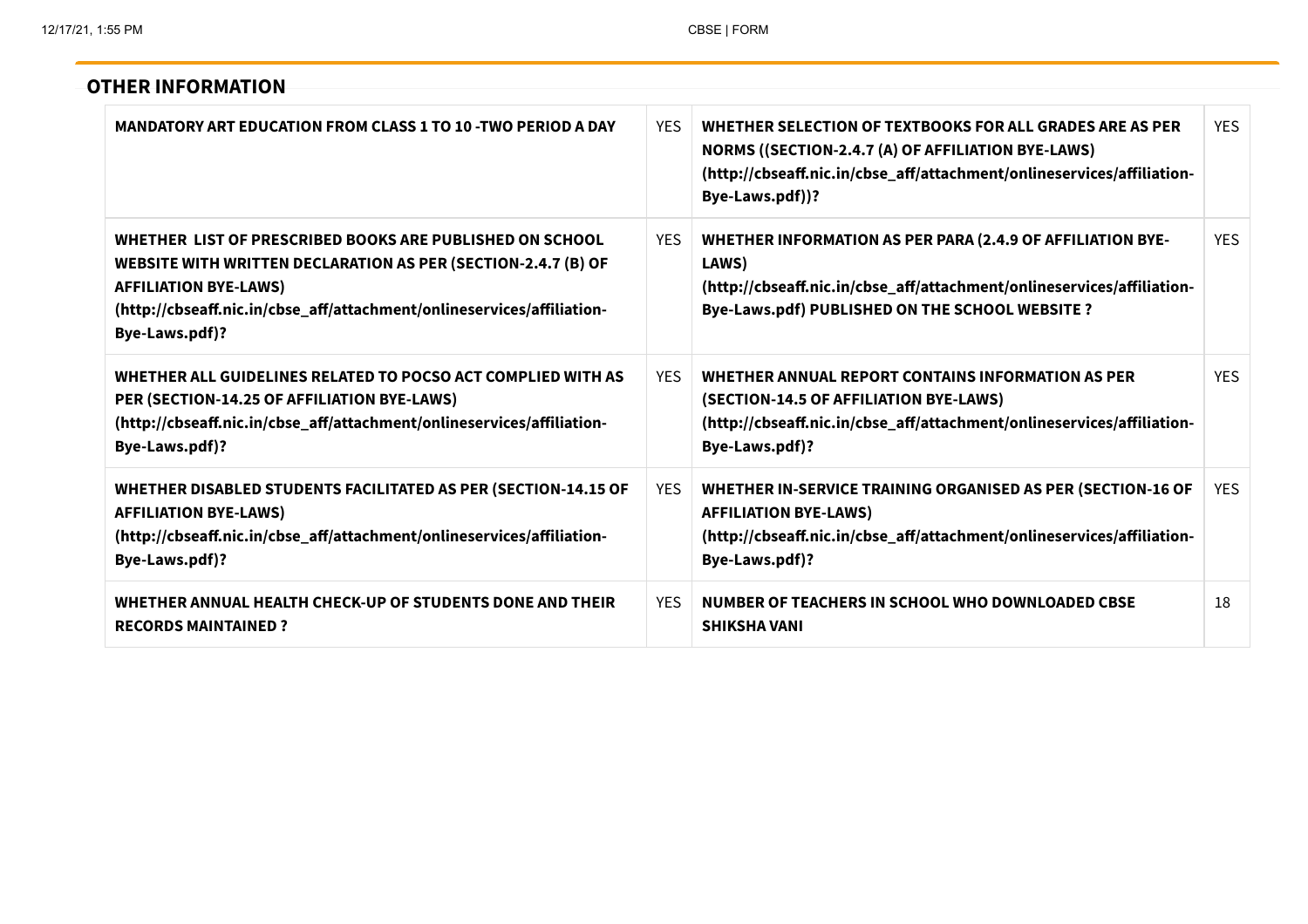## OTHER INFORMATION

| | | | |
|---|---|---|---|
| **MANDATORY ART EDUCATION FROM CLASS 1 TO 10 -TWO PERIOD A DAY** | YES | **WHETHER SELECTION OF TEXTBOOKS FOR ALL GRADES ARE AS PER NORMS ((SECTION-2.4.7 (A) OF AFFILIATION BYE-LAWS) (http://cbseaff.nic.in/cbse_aff/attachment/onlineservices/affiliation-Bye-Laws.pdf))?** | YES |
| **WHETHER LIST OF PRESCRIBED BOOKS ARE PUBLISHED ON SCHOOL WEBSITE WITH WRITTEN DECLARATION AS PER (SECTION-2.4.7 (B) OF AFFILIATION BYE-LAWS) (http://cbseaff.nic.in/cbse_aff/attachment/onlineservices/affiliation-Bye-Laws.pdf)?** | YES | **WHETHER INFORMATION AS PER PARA (2.4.9 OF AFFILIATION BYE-LAWS) (http://cbseaff.nic.in/cbse_aff/attachment/onlineservices/affiliation-Bye-Laws.pdf) PUBLISHED ON THE SCHOOL WEBSITE ?** | YES |
| **WHETHER ALL GUIDELINES RELATED TO POCSO ACT COMPLIED WITH AS PER (SECTION-14.25 OF AFFILIATION BYE-LAWS) (http://cbseaff.nic.in/cbse_aff/attachment/onlineservices/affiliation-Bye-Laws.pdf)?** | YES | **WHETHER ANNUAL REPORT CONTAINS INFORMATION AS PER (SECTION-14.5 OF AFFILIATION BYE-LAWS) (http://cbseaff.nic.in/cbse_aff/attachment/onlineservices/affiliation-Bye-Laws.pdf)?** | YES |
| **WHETHER DISABLED STUDENTS FACILITATED AS PER (SECTION-14.15 OF AFFILIATION BYE-LAWS) (http://cbseaff.nic.in/cbse_aff/attachment/onlineservices/affiliation-Bye-Laws.pdf)?** | YES | **WHETHER IN-SERVICE TRAINING ORGANISED AS PER (SECTION-16 OF AFFILIATION BYE-LAWS) (http://cbseaff.nic.in/cbse_aff/attachment/onlineservices/affiliation-Bye-Laws.pdf)?** | YES |
| **WHETHER ANNUAL HEALTH CHECK-UP OF STUDENTS DONE AND THEIR RECORDS MAINTAINED ?** | YES | **NUMBER OF TEACHERS IN SCHOOL WHO DOWNLOADED CBSE SHIKSHA VANI** | 18 |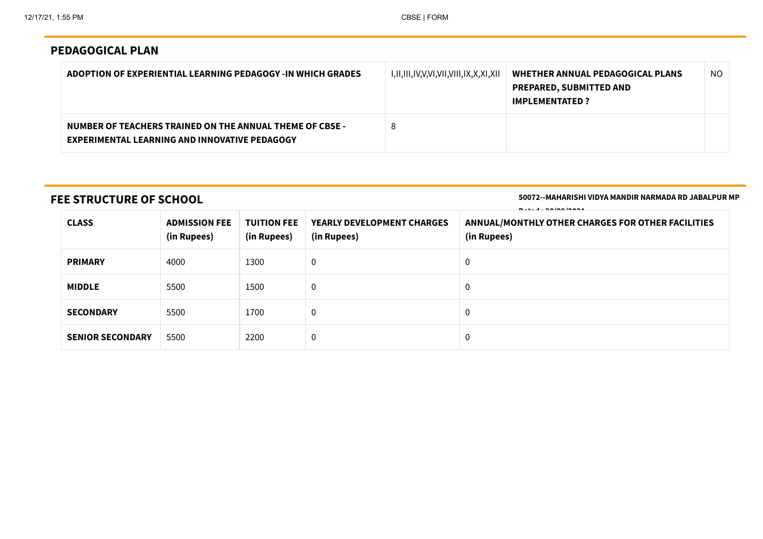## PEDAGOGICAL PLAN

| ADOPTION OF EXPERIENTIAL LEARNING PEDAGOGY -IN WHICH GRADES | I,II,III,IV,V,VI,VII,VIII,IX,X,XI,XII | WHETHER ANNUAL PEDAGOGICAL PLANS PREPARED, SUBMITTED AND IMPLEMENTATED ? | NO |
|---|---|---|---|
| NUMBER OF TEACHERS TRAINED ON THE ANNUAL THEME OF CBSE - EXPERIMENTAL LEARNING AND INNOVATIVE PEDAGOGY | 8 | | |

## FEE STRUCTURE OF SCHOOL

**50072--MAHARISHI VIDYA MANDIR NARMADA RD JABALPUR MP**

| CLASS | ADMISSION FEE (in Rupees) | TUITION FEE (in Rupees) | YEARLY DEVELOPMENT CHARGES (in Rupees) | ANNUAL/MONTHLY OTHER CHARGES FOR OTHER FACILITIES (in Rupees) |
|---|---|---|---|---|
| **PRIMARY** | 4000 | 1300 | 0 | 0 |
| **MIDDLE** | 5500 | 1500 | 0 | 0 |
| **SECONDARY** | 5500 | 1700 | 0 | 0 |
| **SENIOR SECONDARY** | 5500 | 2200 | 0 | 0 |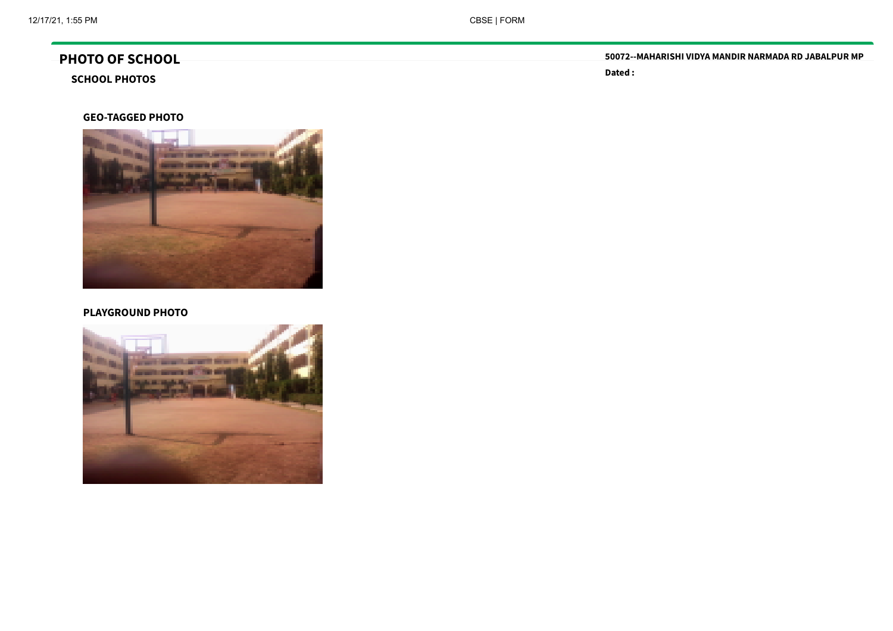# PHOTO OF SCHOOL

**50072--MAHARISHI VIDYA MANDIR NARMADA RD JABALPUR MP**

**Dated :**

## SCHOOL PHOTOS

### GEO-TAGGED PHOTO

### PLAYGROUND PHOTO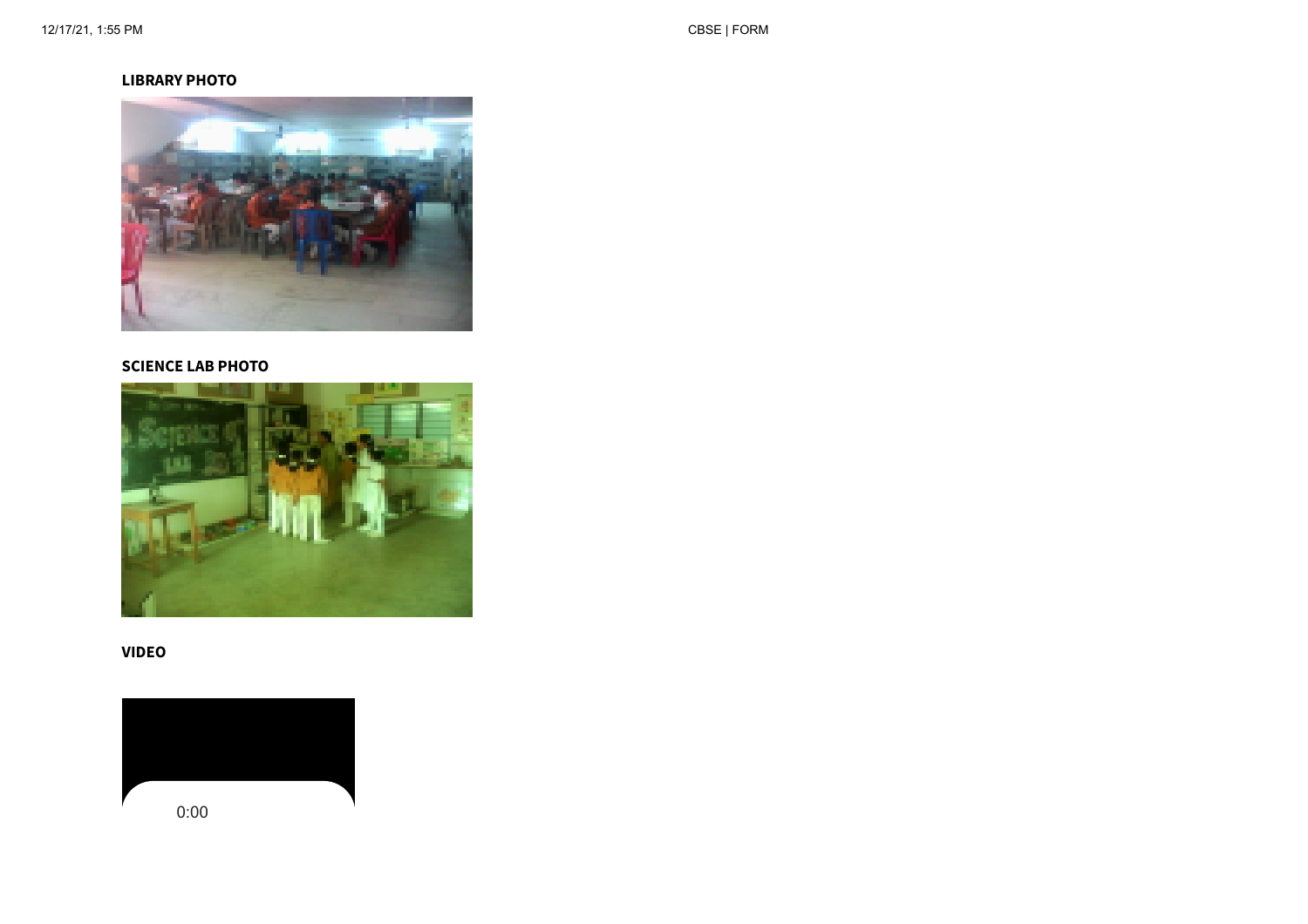**LIBRARY PHOTO**

**SCIENCE LAB PHOTO**

**VIDEO**

0:00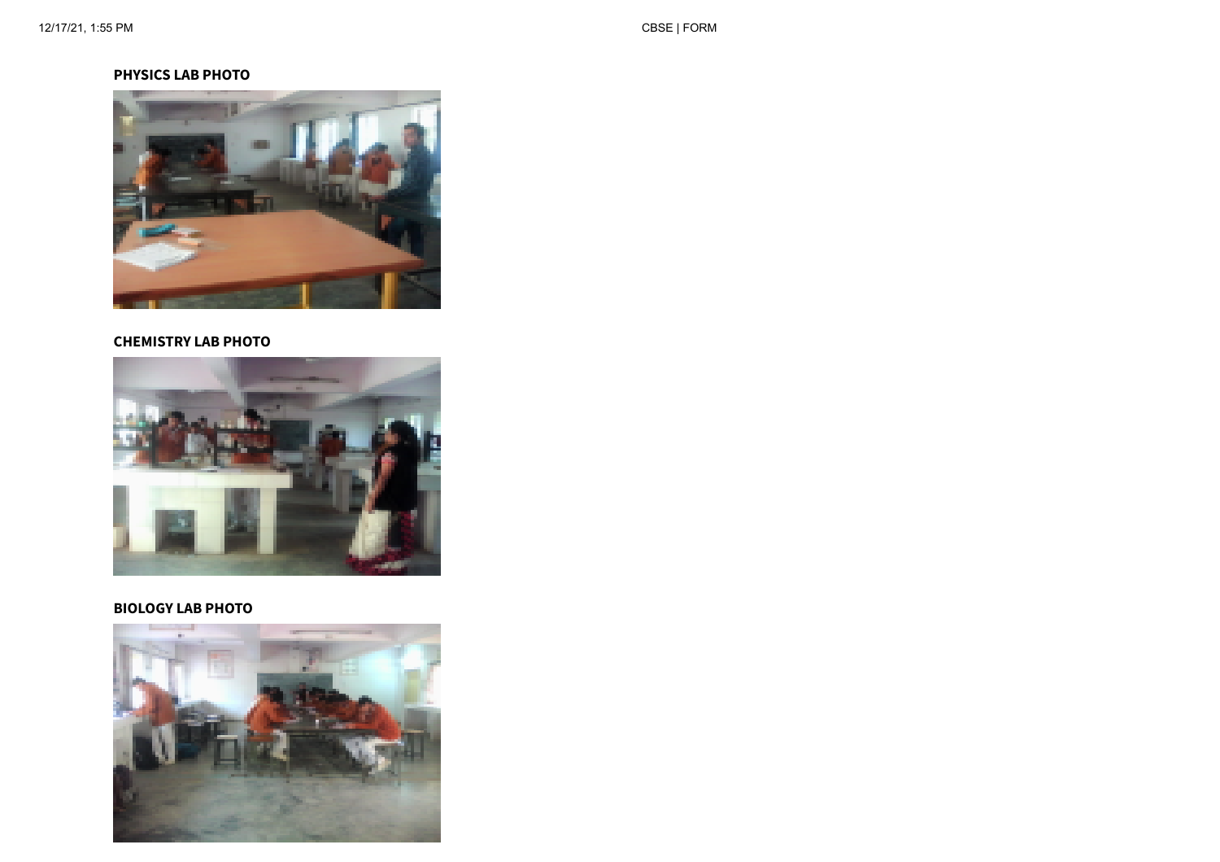**PHYSICS LAB PHOTO**

**CHEMISTRY LAB PHOTO**

**BIOLOGY LAB PHOTO**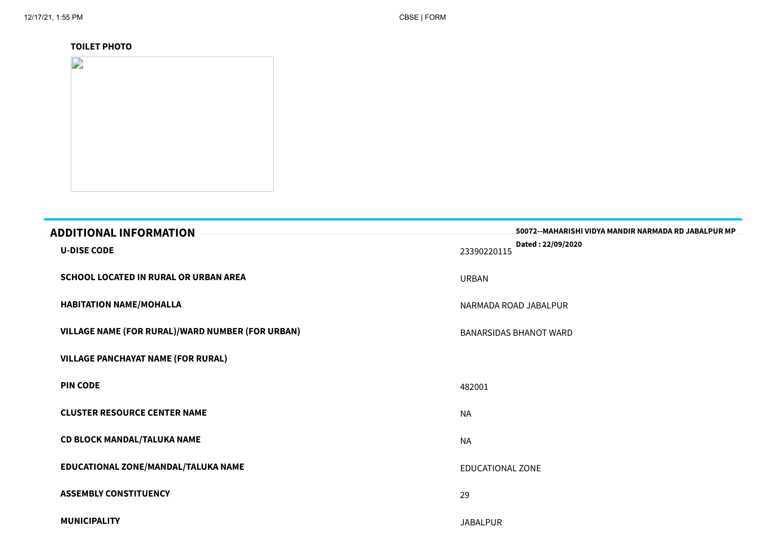**TOILET PHOTO**

## ADDITIONAL INFORMATION

**50072--MAHARISHI VIDYA MANDIR NARMADA RD JABALPUR MP**

**Dated : 22/09/2020**

| | |
|---|---|
| **U-DISE CODE** | 23390220115 |
| **SCHOOL LOCATED IN RURAL OR URBAN AREA** | URBAN |
| **HABITATION NAME/MOHALLA** | NARMADA ROAD JABALPUR |
| **VILLAGE NAME (FOR RURAL)/WARD NUMBER (FOR URBAN)** | BANARSIDAS BHANOT WARD |
| **VILLAGE PANCHAYAT NAME (FOR RURAL)** | |
| **PIN CODE** | 482001 |
| **CLUSTER RESOURCE CENTER NAME** | NA |
| **CD BLOCK MANDAL/TALUKA NAME** | NA |
| **EDUCATIONAL ZONE/MANDAL/TALUKA NAME** | EDUCATIONAL ZONE |
| **ASSEMBLY CONSTITUENCY** | 29 |
| **MUNICIPALITY** | JABALPUR |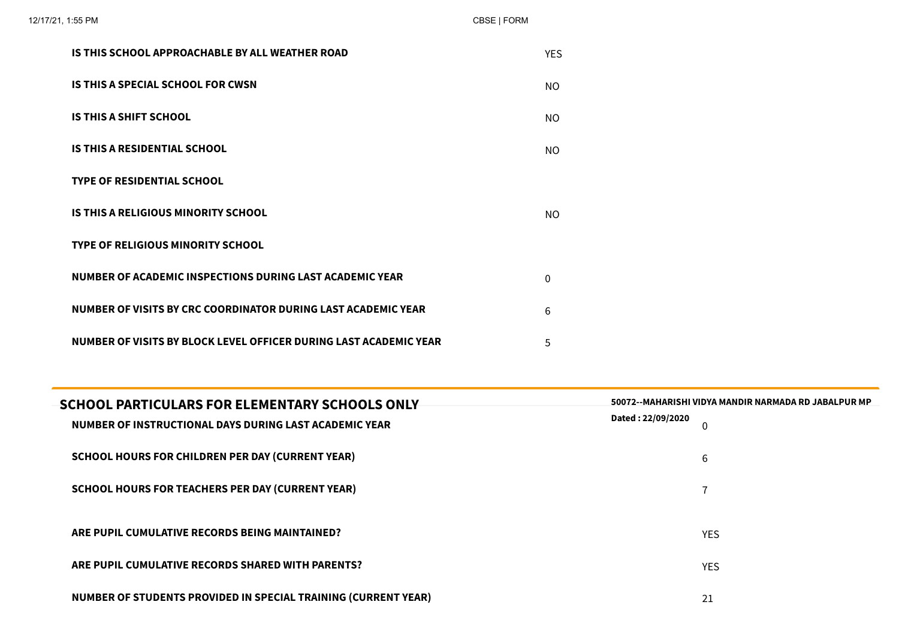| | |
|---|---|
| **IS THIS SCHOOL APPROACHABLE BY ALL WEATHER ROAD** | YES |
| **IS THIS A SPECIAL SCHOOL FOR CWSN** | NO |
| **IS THIS A SHIFT SCHOOL** | NO |
| **IS THIS A RESIDENTIAL SCHOOL** | NO |
| **TYPE OF RESIDENTIAL SCHOOL** | |
| **IS THIS A RELIGIOUS MINORITY SCHOOL** | NO |
| **TYPE OF RELIGIOUS MINORITY SCHOOL** | |
| **NUMBER OF ACADEMIC INSPECTIONS DURING LAST ACADEMIC YEAR** | 0 |
| **NUMBER OF VISITS BY CRC COORDINATOR DURING LAST ACADEMIC YEAR** | 6 |
| **NUMBER OF VISITS BY BLOCK LEVEL OFFICER DURING LAST ACADEMIC YEAR** | 5 |

## SCHOOL PARTICULARS FOR ELEMENTARY SCHOOLS ONLY

**50072--MAHARISHI VIDYA MANDIR NARMADA RD JABALPUR MP**

**Dated : 22/09/2020**

| | |
|---|---|
| **NUMBER OF INSTRUCTIONAL DAYS DURING LAST ACADEMIC YEAR** | 0 |
| **SCHOOL HOURS FOR CHILDREN PER DAY (CURRENT YEAR)** | 6 |
| **SCHOOL HOURS FOR TEACHERS PER DAY (CURRENT YEAR)** | 7 |
| **ARE PUPIL CUMULATIVE RECORDS BEING MAINTAINED?** | YES |
| **ARE PUPIL CUMULATIVE RECORDS SHARED WITH PARENTS?** | YES |
| **NUMBER OF STUDENTS PROVIDED IN SPECIAL TRAINING (CURRENT YEAR)** | 21 |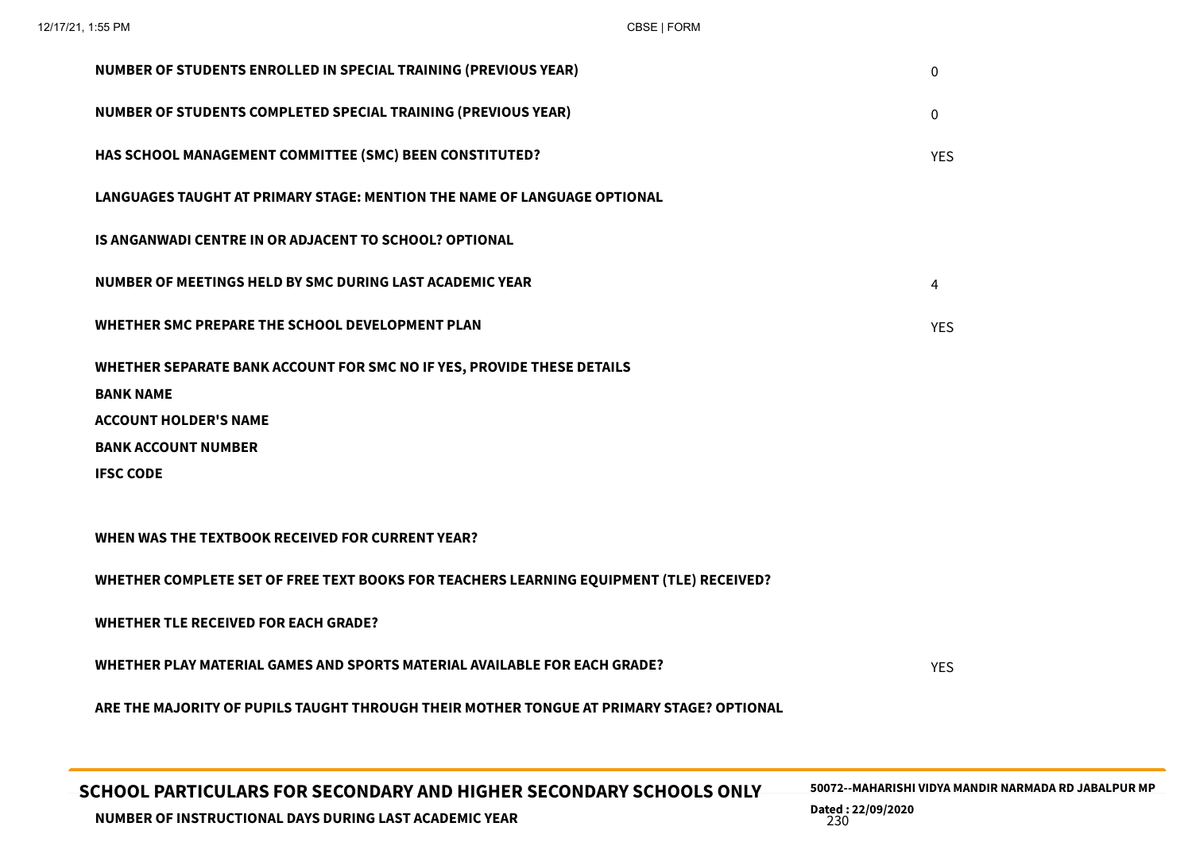| | |
|---|---|
| **NUMBER OF STUDENTS ENROLLED IN SPECIAL TRAINING (PREVIOUS YEAR)** | 0 |
| **NUMBER OF STUDENTS COMPLETED SPECIAL TRAINING (PREVIOUS YEAR)** | 0 |
| **HAS SCHOOL MANAGEMENT COMMITTEE (SMC) BEEN CONSTITUTED?** | YES |
| **LANGUAGES TAUGHT AT PRIMARY STAGE: MENTION THE NAME OF LANGUAGE OPTIONAL** | |
| **IS ANGANWADI CENTRE IN OR ADJACENT TO SCHOOL? OPTIONAL** | |
| **NUMBER OF MEETINGS HELD BY SMC DURING LAST ACADEMIC YEAR** | 4 |
| **WHETHER SMC PREPARE THE SCHOOL DEVELOPMENT PLAN** | YES |
| **WHETHER SEPARATE BANK ACCOUNT FOR SMC NO IF YES, PROVIDE THESE DETAILS** | |
| **BANK NAME** | |
| **ACCOUNT HOLDER'S NAME** | |
| **BANK ACCOUNT NUMBER** | |
| **IFSC CODE** | |
| **WHEN WAS THE TEXTBOOK RECEIVED FOR CURRENT YEAR?** | |
| **WHETHER COMPLETE SET OF FREE TEXT BOOKS FOR TEACHERS LEARNING EQUIPMENT (TLE) RECEIVED?** | |
| **WHETHER TLE RECEIVED FOR EACH GRADE?** | |
| **WHETHER PLAY MATERIAL GAMES AND SPORTS MATERIAL AVAILABLE FOR EACH GRADE?** | YES |
| **ARE THE MAJORITY OF PUPILS TAUGHT THROUGH THEIR MOTHER TONGUE AT PRIMARY STAGE? OPTIONAL** | |

## SCHOOL PARTICULARS FOR SECONDARY AND HIGHER SECONDARY SCHOOLS ONLY

**50072--MAHARISHI VIDYA MANDIR NARMADA RD JABALPUR MP**

**Dated : 22/09/2020**

| | |
|---|---|
| **NUMBER OF INSTRUCTIONAL DAYS DURING LAST ACADEMIC YEAR** | 230 |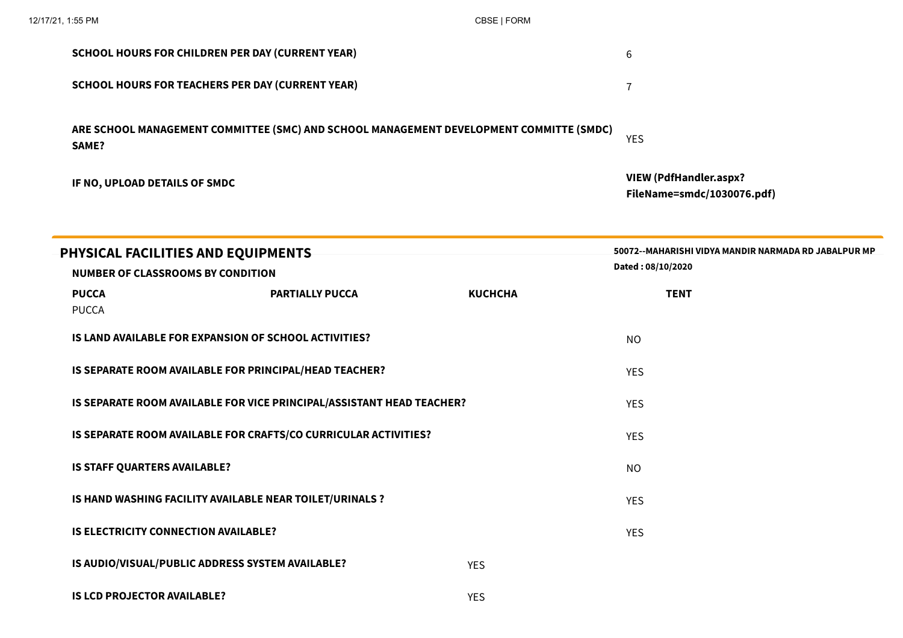| | |
|---|---|
| **SCHOOL HOURS FOR CHILDREN PER DAY (CURRENT YEAR)** | 6 |
| **SCHOOL HOURS FOR TEACHERS PER DAY (CURRENT YEAR)** | 7 |
| **ARE SCHOOL MANAGEMENT COMMITTEE (SMC) AND SCHOOL MANAGEMENT DEVELOPMENT COMMITTE (SMDC) SAME?** | YES |
| **IF NO, UPLOAD DETAILS OF SMDC** | **VIEW (PdfHandler.aspx?FileName=smdc/1030076.pdf)** |

## PHYSICAL FACILITIES AND EQUIPMENTS

**50072--MAHARISHI VIDYA MANDIR NARMADA RD JABALPUR MP**

**Dated : 08/10/2020**

**NUMBER OF CLASSROOMS BY CONDITION**

| PUCCA | PARTIALLY PUCCA | KUCHCHA | TENT |
|---|---|---|---|
| PUCCA | | | |

| | |
|---|---|
| **IS LAND AVAILABLE FOR EXPANSION OF SCHOOL ACTIVITIES?** | NO |
| **IS SEPARATE ROOM AVAILABLE FOR PRINCIPAL/HEAD TEACHER?** | YES |
| **IS SEPARATE ROOM AVAILABLE FOR VICE PRINCIPAL/ASSISTANT HEAD TEACHER?** | YES |
| **IS SEPARATE ROOM AVAILABLE FOR CRAFTS/CO CURRICULAR ACTIVITIES?** | YES |
| **IS STAFF QUARTERS AVAILABLE?** | NO |
| **IS HAND WASHING FACILITY AVAILABLE NEAR TOILET/URINALS ?** | YES |
| **IS ELECTRICITY CONNECTION AVAILABLE?** | YES |
| **IS AUDIO/VISUAL/PUBLIC ADDRESS SYSTEM AVAILABLE?** | YES |
| **IS LCD PROJECTOR AVAILABLE?** | YES |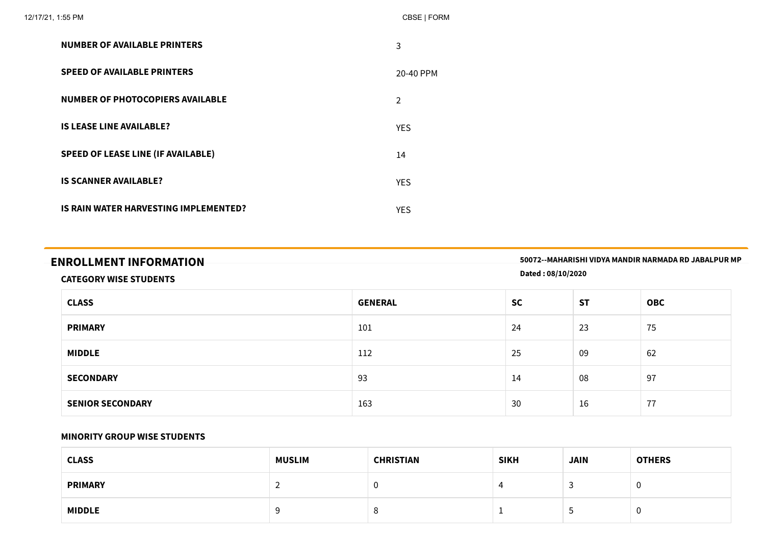| | |
|---|---|
| **NUMBER OF AVAILABLE PRINTERS** | 3 |
| **SPEED OF AVAILABLE PRINTERS** | 20-40 PPM |
| **NUMBER OF PHOTOCOPIERS AVAILABLE** | 2 |
| **IS LEASE LINE AVAILABLE?** | YES |
| **SPEED OF LEASE LINE (IF AVAILABLE)** | 14 |
| **IS SCANNER AVAILABLE?** | YES |
| **IS RAIN WATER HARVESTING IMPLEMENTED?** | YES |

## ENROLLMENT INFORMATION

**50072--MAHARISHI VIDYA MANDIR NARMADA RD JABALPUR MP**

**Dated : 08/10/2020**

### CATEGORY WISE STUDENTS

| CLASS | GENERAL | SC | ST | OBC |
|---|---|---|---|---|
| **PRIMARY** | 101 | 24 | 23 | 75 |
| **MIDDLE** | 112 | 25 | 09 | 62 |
| **SECONDARY** | 93 | 14 | 08 | 97 |
| **SENIOR SECONDARY** | 163 | 30 | 16 | 77 |

### MINORITY GROUP WISE STUDENTS

| CLASS | MUSLIM | CHRISTIAN | SIKH | JAIN | OTHERS |
|---|---|---|---|---|---|
| **PRIMARY** | 2 | 0 | 4 | 3 | 0 |
| **MIDDLE** | 9 | 8 | 1 | 5 | 0 |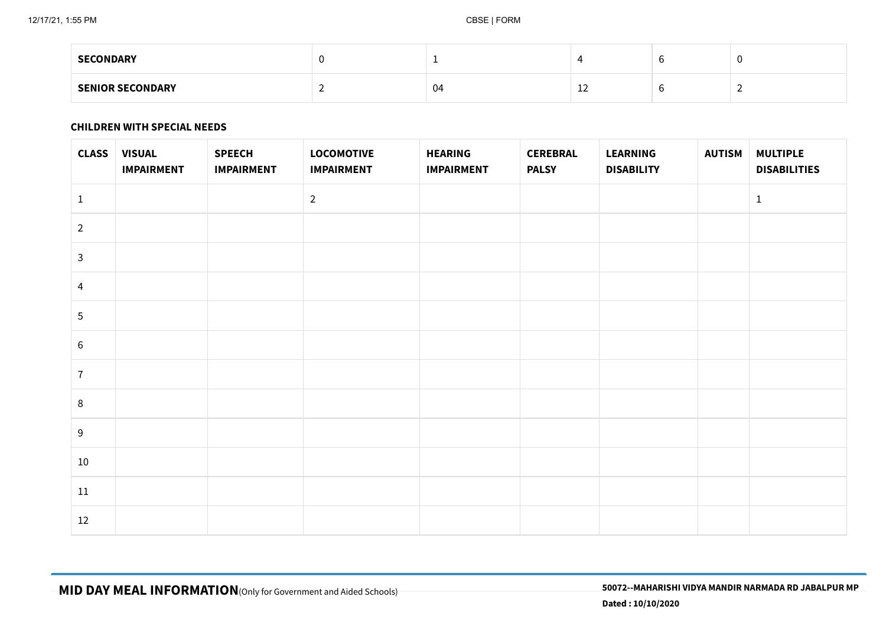| | | | | | |
|---|---|---|---|---|---|
| **SECONDARY** | 0 | 1 | 4 | 6 | 0 |
| **SENIOR SECONDARY** | 2 | 04 | 12 | 6 | 2 |

**CHILDREN WITH SPECIAL NEEDS**

| CLASS | VISUAL IMPAIRMENT | SPEECH IMPAIRMENT | LOCOMOTIVE IMPAIRMENT | HEARING IMPAIRMENT | CEREBRAL PALSY | LEARNING DISABILITY | AUTISM | MULTIPLE DISABILITIES |
|---|---|---|---|---|---|---|---|---|
| 1 | | | 2 | | | | | 1 |
| 2 | | | | | | | | |
| 3 | | | | | | | | |
| 4 | | | | | | | | |
| 5 | | | | | | | | |
| 6 | | | | | | | | |
| 7 | | | | | | | | |
| 8 | | | | | | | | |
| 9 | | | | | | | | |
| 10 | | | | | | | | |
| 11 | | | | | | | | |
| 12 | | | | | | | | |

## MID DAY MEAL INFORMATION (Only for Government and Aided Schools)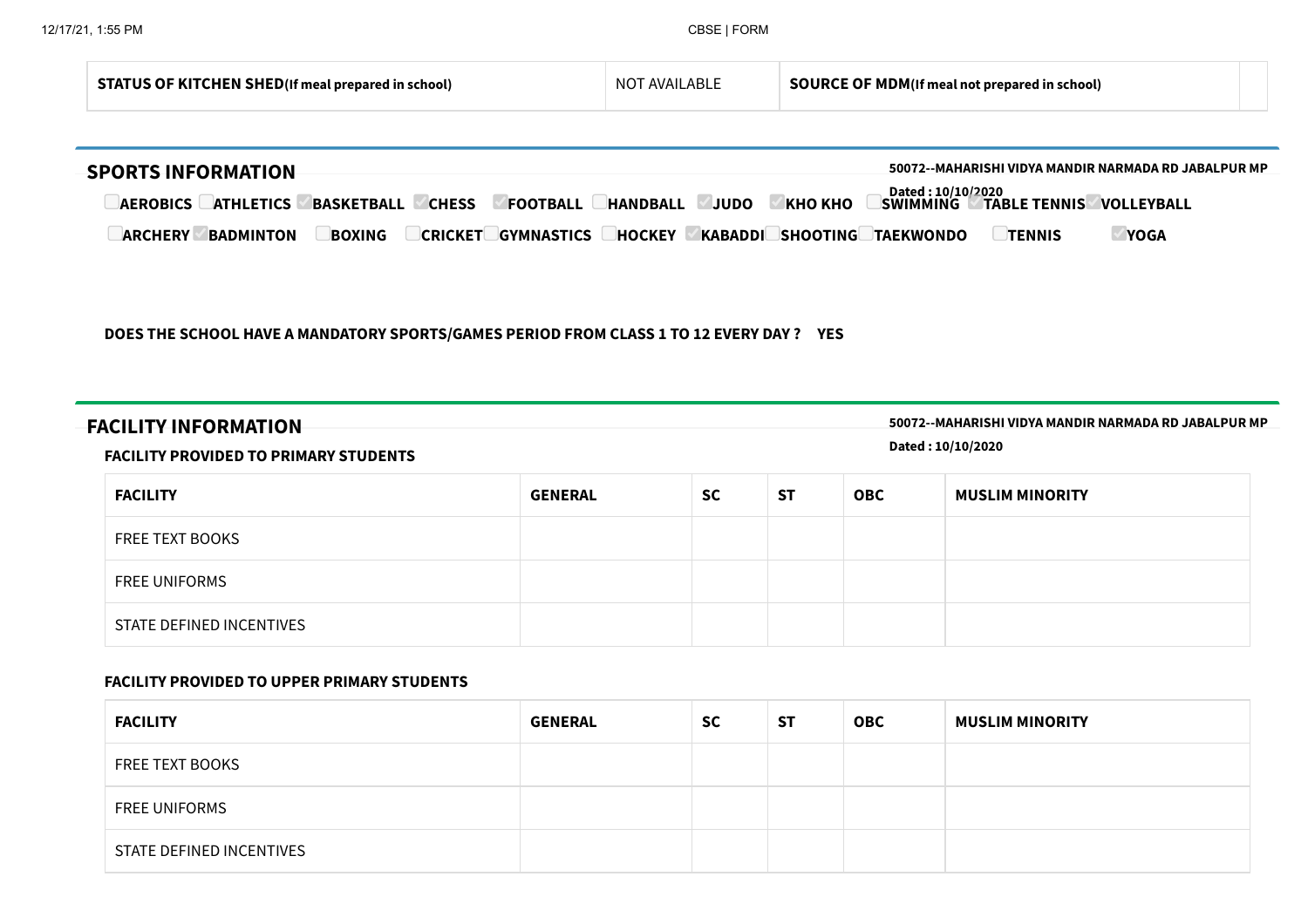| STATUS OF KITCHEN SHED(If meal prepared in school) | NOT AVAILABLE | SOURCE OF MDM(If meal not prepared in school) | |
|---|---|---|---|

## SPORTS INFORMATION

**50072--MAHARISHI VIDYA MANDIR NARMADA RD JABALPUR MP**

**Dated : 10/10/2020**

- [ ] AEROBICS
- [ ] ATHLETICS
- [x] BASKETBALL
- [x] CHESS
- [x] FOOTBALL
- [ ] HANDBALL
- [x] JUDO
- [x] KHO KHO
- [ ] SWIMMING
- [x] TABLE TENNIS
- [x] VOLLEYBALL
- [ ] ARCHERY
- [x] BADMINTON
- [ ] BOXING
- [ ] CRICKET
- [ ] GYMNASTICS
- [ ] HOCKEY
- [x] KABADDI
- [ ] SHOOTING
- [ ] TAEKWONDO
- [ ] TENNIS
- [x] YOGA

**DOES THE SCHOOL HAVE A MANDATORY SPORTS/GAMES PERIOD FROM CLASS 1 TO 12 EVERY DAY ? YES**

## FACILITY INFORMATION

**50072--MAHARISHI VIDYA MANDIR NARMADA RD JABALPUR MP**

**Dated : 10/10/2020**

### FACILITY PROVIDED TO PRIMARY STUDENTS

| FACILITY | GENERAL | SC | ST | OBC | MUSLIM MINORITY |
|---|---|---|---|---|---|
| FREE TEXT BOOKS | | | | | |
| FREE UNIFORMS | | | | | |
| STATE DEFINED INCENTIVES | | | | | |

### FACILITY PROVIDED TO UPPER PRIMARY STUDENTS

| FACILITY | GENERAL | SC | ST | OBC | MUSLIM MINORITY |
|---|---|---|---|---|---|
| FREE TEXT BOOKS | | | | | |
| FREE UNIFORMS | | | | | |
| STATE DEFINED INCENTIVES | | | | | |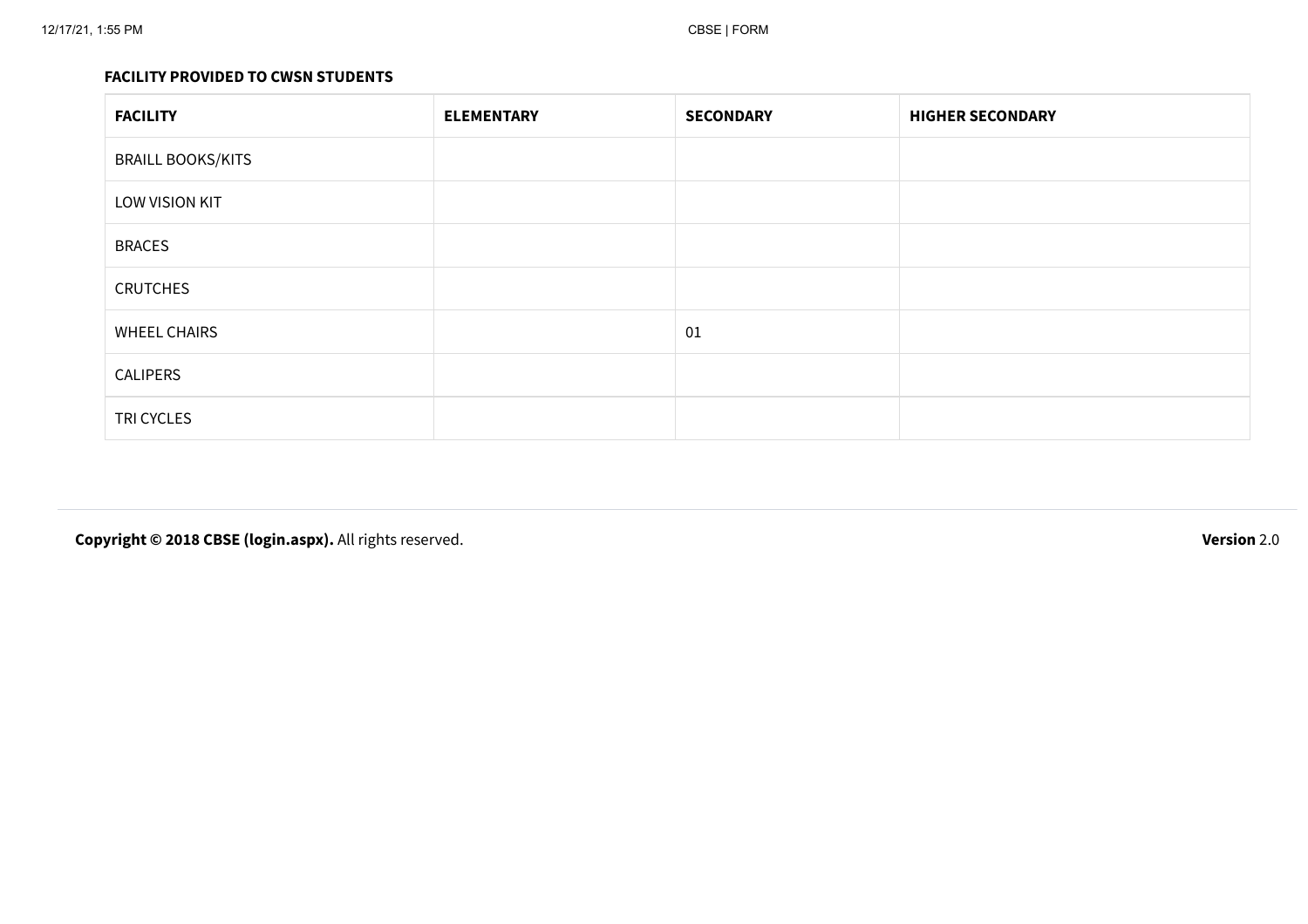**FACILITY PROVIDED TO CWSN STUDENTS**

| FACILITY | ELEMENTARY | SECONDARY | HIGHER SECONDARY |
|---|---|---|---|
| BRAILL BOOKS/KITS | | | |
| LOW VISION KIT | | | |
| BRACES | | | |
| CRUTCHES | | | |
| WHEEL CHAIRS | | 01 | |
| CALIPERS | | | |
| TRI CYCLES | | | |

**Copyright © 2018 CBSE (login.aspx).** All rights reserved. **Version** 2.0